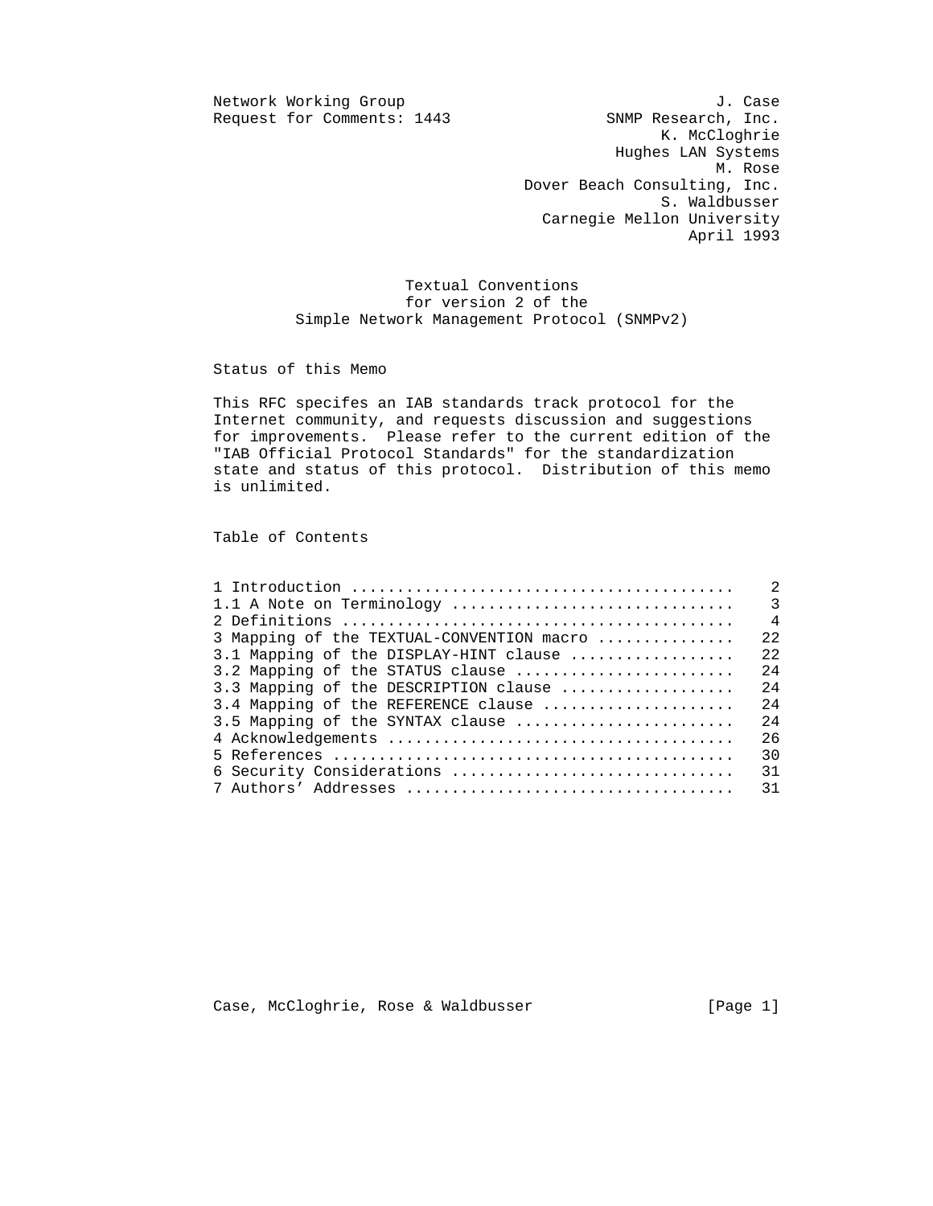Network Working Group                                    J. Case
Request for Comments: 1443                  SNMP Research, Inc.
                                                   K. McCloghrie
                                              Hughes LAN Systems
                                                         M. Rose
                                    Dover Beach Consulting, Inc.
                                                   S. Waldbusser
                                      Carnegie Mellon University
                                                      April 1993

# Textual Conventions for version 2 of the Simple Network Management Protocol (SNMPv2)

## Status of this Memo

This RFC specifes an IAB standards track protocol for the Internet community, and requests discussion and suggestions for improvements. Please refer to the current edition of the "IAB Official Protocol Standards" for the standardization state and status of this protocol. Distribution of this memo is unlimited.

## Table of Contents

| Section | Page |
| --- | --- |
| 1 Introduction | 2 |
| 1.1 A Note on Terminology | 3 |
| 2 Definitions | 4 |
| 3 Mapping of the TEXTUAL-CONVENTION macro | 22 |
| 3.1 Mapping of the DISPLAY-HINT clause | 22 |
| 3.2 Mapping of the STATUS clause | 24 |
| 3.3 Mapping of the DESCRIPTION clause | 24 |
| 3.4 Mapping of the REFERENCE clause | 24 |
| 3.5 Mapping of the SYNTAX clause | 24 |
| 4 Acknowledgements | 26 |
| 5 References | 30 |
| 6 Security Considerations | 31 |
| 7 Authors' Addresses | 31 |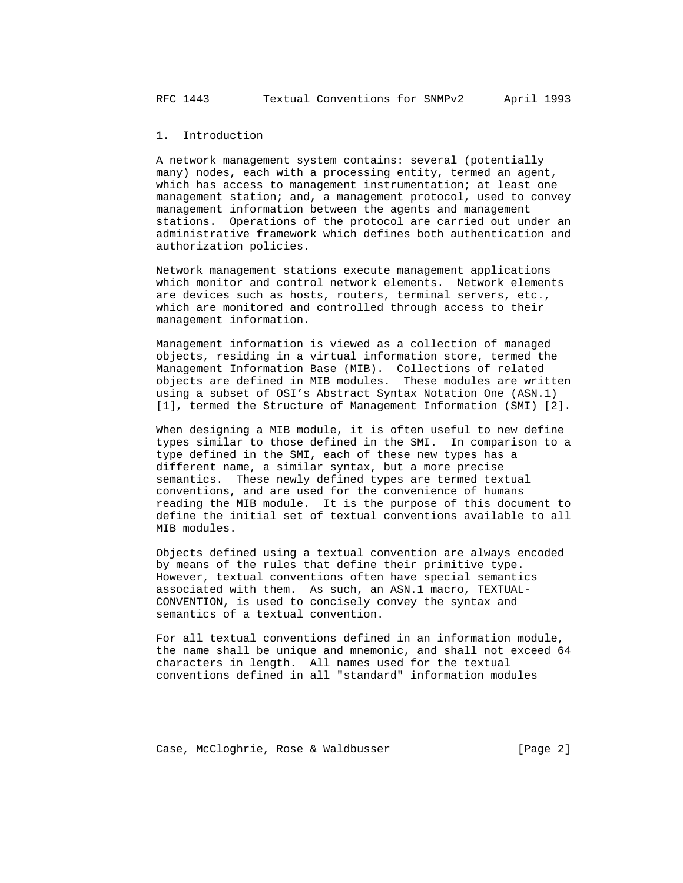# 1. Introduction

A network management system contains: several (potentially many) nodes, each with a processing entity, termed an agent, which has access to management instrumentation; at least one management station; and, a management protocol, used to convey management information between the agents and management stations. Operations of the protocol are carried out under an administrative framework which defines both authentication and authorization policies.

Network management stations execute management applications which monitor and control network elements. Network elements are devices such as hosts, routers, terminal servers, etc., which are monitored and controlled through access to their management information.

Management information is viewed as a collection of managed objects, residing in a virtual information store, termed the Management Information Base (MIB). Collections of related objects are defined in MIB modules. These modules are written using a subset of OSI's Abstract Syntax Notation One (ASN.1) [1], termed the Structure of Management Information (SMI) [2].

When designing a MIB module, it is often useful to new define types similar to those defined in the SMI. In comparison to a type defined in the SMI, each of these new types has a different name, a similar syntax, but a more precise semantics. These newly defined types are termed textual conventions, and are used for the convenience of humans reading the MIB module. It is the purpose of this document to define the initial set of textual conventions available to all MIB modules.

Objects defined using a textual convention are always encoded by means of the rules that define their primitive type. However, textual conventions often have special semantics associated with them. As such, an ASN.1 macro, TEXTUAL-CONVENTION, is used to concisely convey the syntax and semantics of a textual convention.

For all textual conventions defined in an information module, the name shall be unique and mnemonic, and shall not exceed 64 characters in length. All names used for the textual conventions defined in all "standard" information modules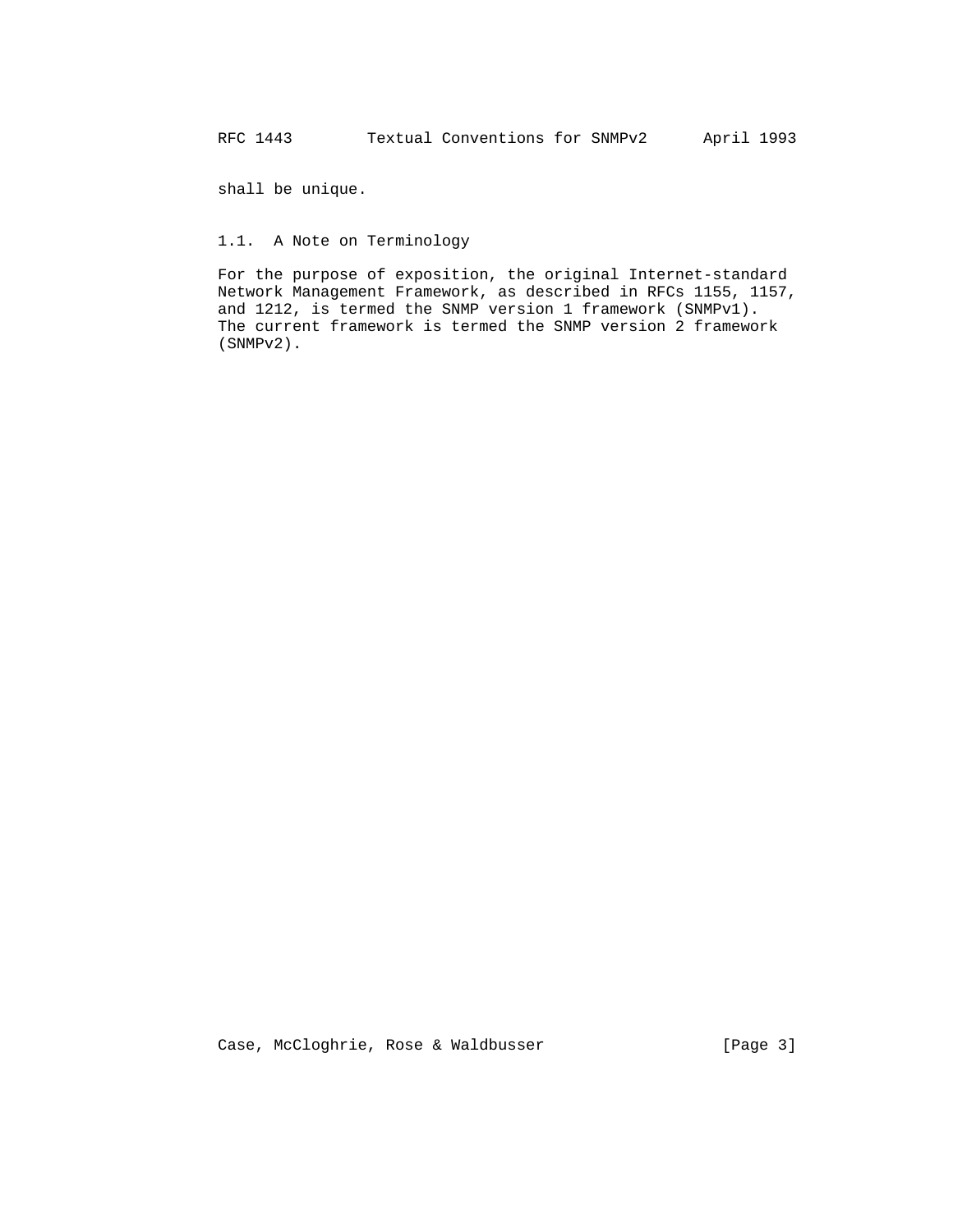shall be unique.

### 1.1. A Note on Terminology

For the purpose of exposition, the original Internet-standard Network Management Framework, as described in RFCs 1155, 1157, and 1212, is termed the SNMP version 1 framework (SNMPv1). The current framework is termed the SNMP version 2 framework (SNMPv2).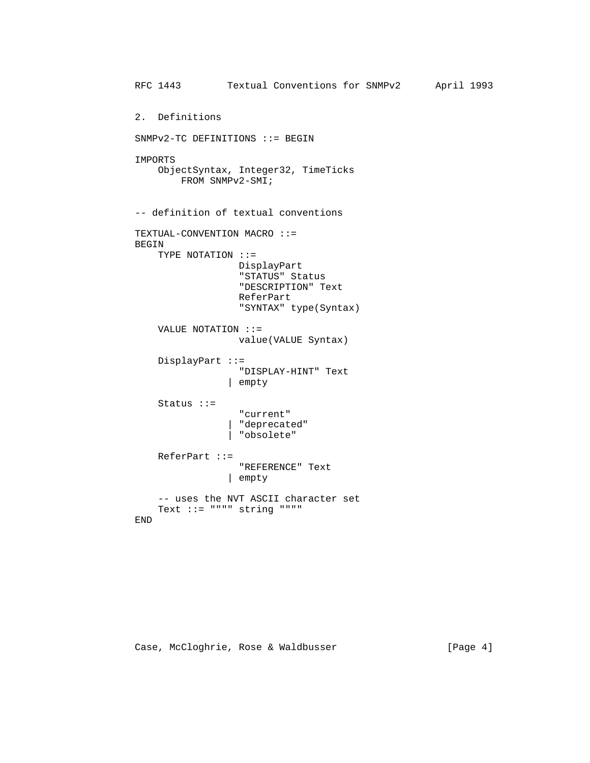## 2. Definitions

```
SNMPv2-TC DEFINITIONS ::= BEGIN

IMPORTS
    ObjectSyntax, Integer32, TimeTicks
        FROM SNMPv2-SMI;


-- definition of textual conventions

TEXTUAL-CONVENTION MACRO ::=
BEGIN
    TYPE NOTATION ::=
                  DisplayPart
                  "STATUS" Status
                  "DESCRIPTION" Text
                  ReferPart
                  "SYNTAX" type(Syntax)

    VALUE NOTATION ::=
                  value(VALUE Syntax)

    DisplayPart ::=
                  "DISPLAY-HINT" Text
                | empty

    Status ::=
                  "current"
                | "deprecated"
                | "obsolete"

    ReferPart ::=
                  "REFERENCE" Text
                | empty

    -- uses the NVT ASCII character set
    Text ::= """" string """"
END
```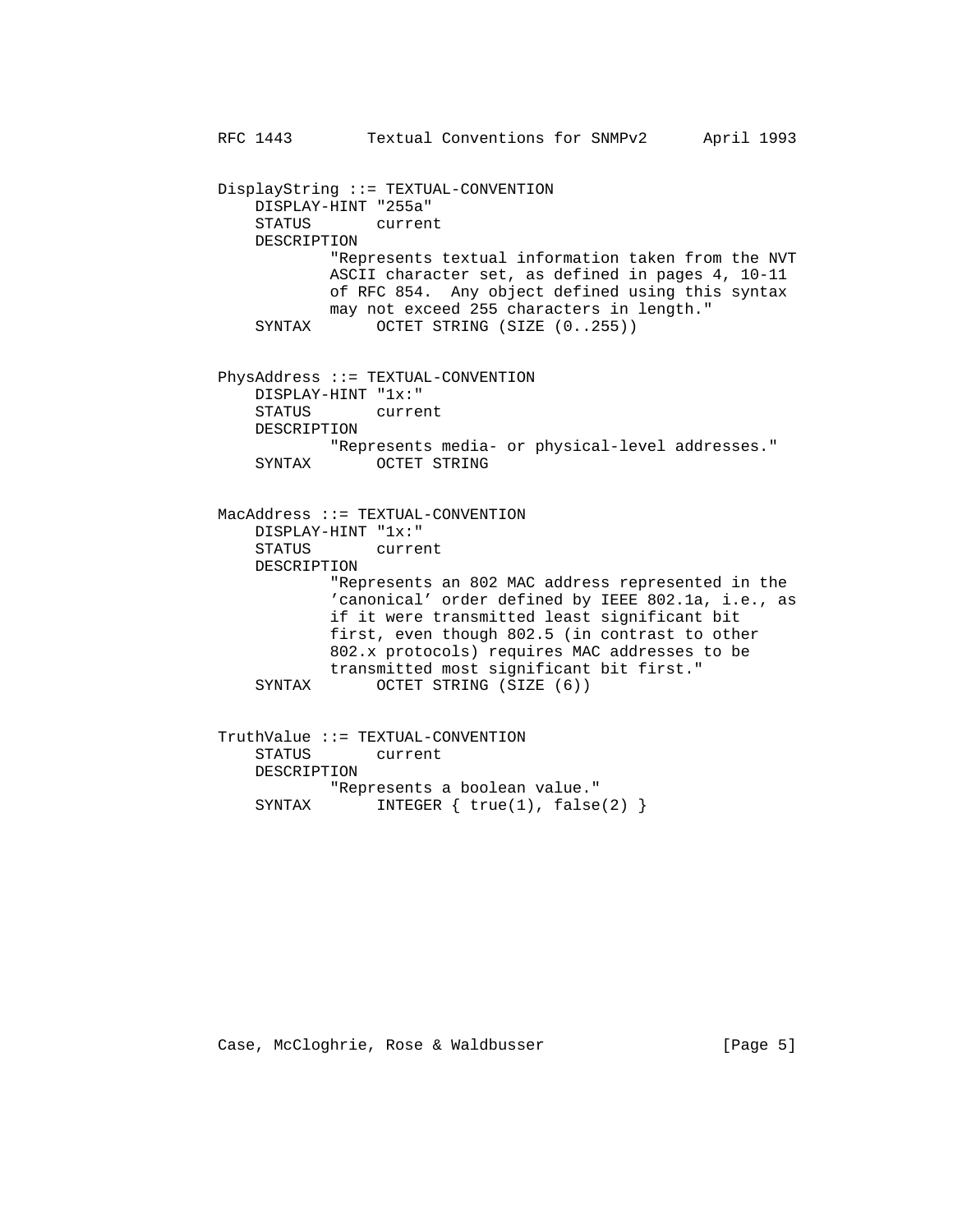```
DisplayString ::= TEXTUAL-CONVENTION
    DISPLAY-HINT "255a"
    STATUS       current
    DESCRIPTION
            "Represents textual information taken from the NVT
            ASCII character set, as defined in pages 4, 10-11
            of RFC 854.  Any object defined using this syntax
            may not exceed 255 characters in length."
    SYNTAX       OCTET STRING (SIZE (0..255))


PhysAddress ::= TEXTUAL-CONVENTION
    DISPLAY-HINT "1x:"
    STATUS       current
    DESCRIPTION
            "Represents media- or physical-level addresses."
    SYNTAX       OCTET STRING


MacAddress ::= TEXTUAL-CONVENTION
    DISPLAY-HINT "1x:"
    STATUS       current
    DESCRIPTION
            "Represents an 802 MAC address represented in the
            'canonical' order defined by IEEE 802.1a, i.e., as
            if it were transmitted least significant bit
            first, even though 802.5 (in contrast to other
            802.x protocols) requires MAC addresses to be
            transmitted most significant bit first."
    SYNTAX       OCTET STRING (SIZE (6))


TruthValue ::= TEXTUAL-CONVENTION
    STATUS       current
    DESCRIPTION
            "Represents a boolean value."
    SYNTAX       INTEGER { true(1), false(2) }
```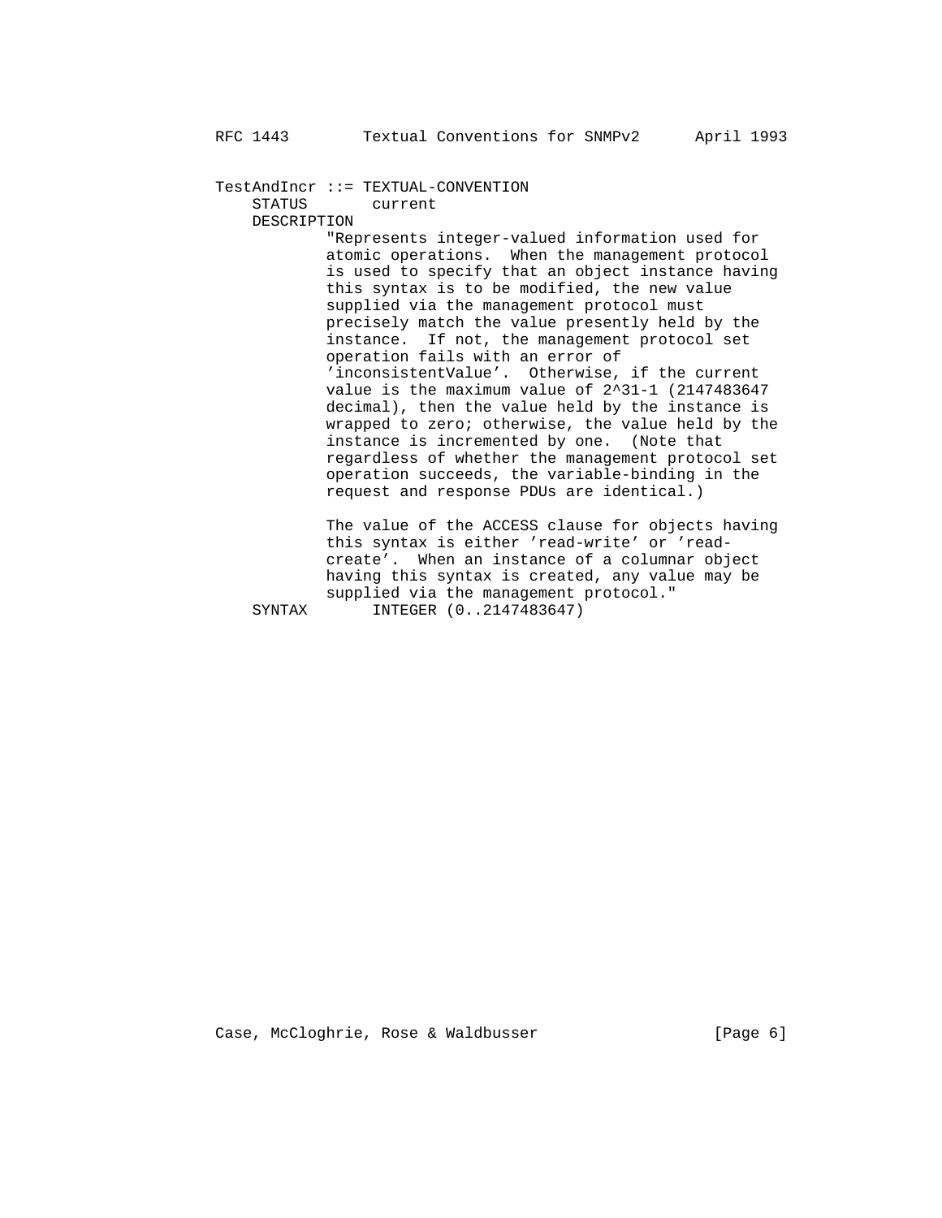```
TestAndIncr ::= TEXTUAL-CONVENTION
    STATUS       current
    DESCRIPTION
            "Represents integer-valued information used for
            atomic operations.  When the management protocol
            is used to specify that an object instance having
            this syntax is to be modified, the new value
            supplied via the management protocol must
            precisely match the value presently held by the
            instance.  If not, the management protocol set
            operation fails with an error of
            'inconsistentValue'.  Otherwise, if the current
            value is the maximum value of 2^31-1 (2147483647
            decimal), then the value held by the instance is
            wrapped to zero; otherwise, the value held by the
            instance is incremented by one.  (Note that
            regardless of whether the management protocol set
            operation succeeds, the variable-binding in the
            request and response PDUs are identical.)

            The value of the ACCESS clause for objects having
            this syntax is either 'read-write' or 'read-
            create'.  When an instance of a columnar object
            having this syntax is created, any value may be
            supplied via the management protocol."
    SYNTAX       INTEGER (0..2147483647)
```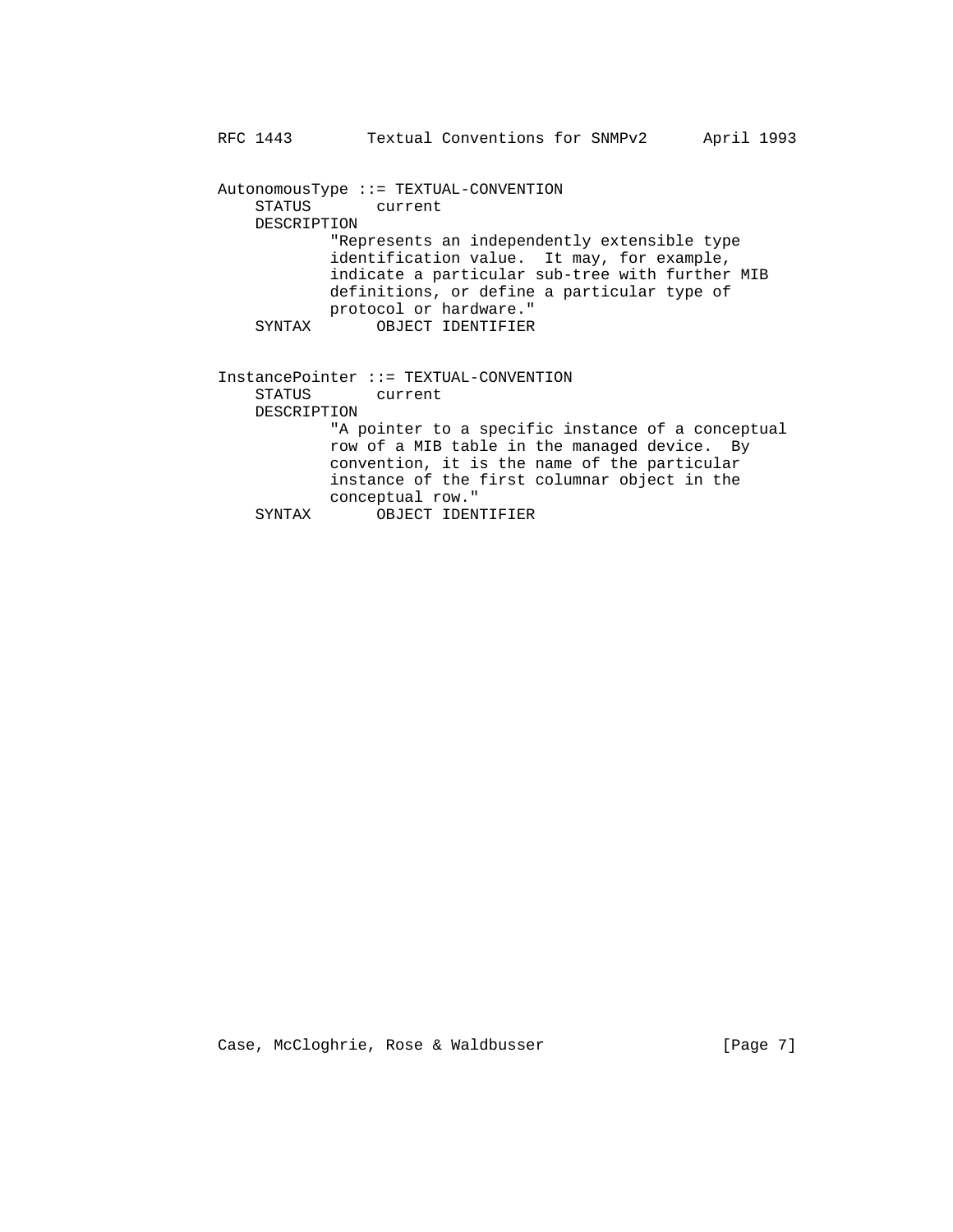```
AutonomousType ::= TEXTUAL-CONVENTION
    STATUS       current
    DESCRIPTION
            "Represents an independently extensible type
            identification value.  It may, for example,
            indicate a particular sub-tree with further MIB
            definitions, or define a particular type of
            protocol or hardware."
    SYNTAX       OBJECT IDENTIFIER


InstancePointer ::= TEXTUAL-CONVENTION
    STATUS       current
    DESCRIPTION
            "A pointer to a specific instance of a conceptual
            row of a MIB table in the managed device.  By
            convention, it is the name of the particular
            instance of the first columnar object in the
            conceptual row."
    SYNTAX       OBJECT IDENTIFIER
```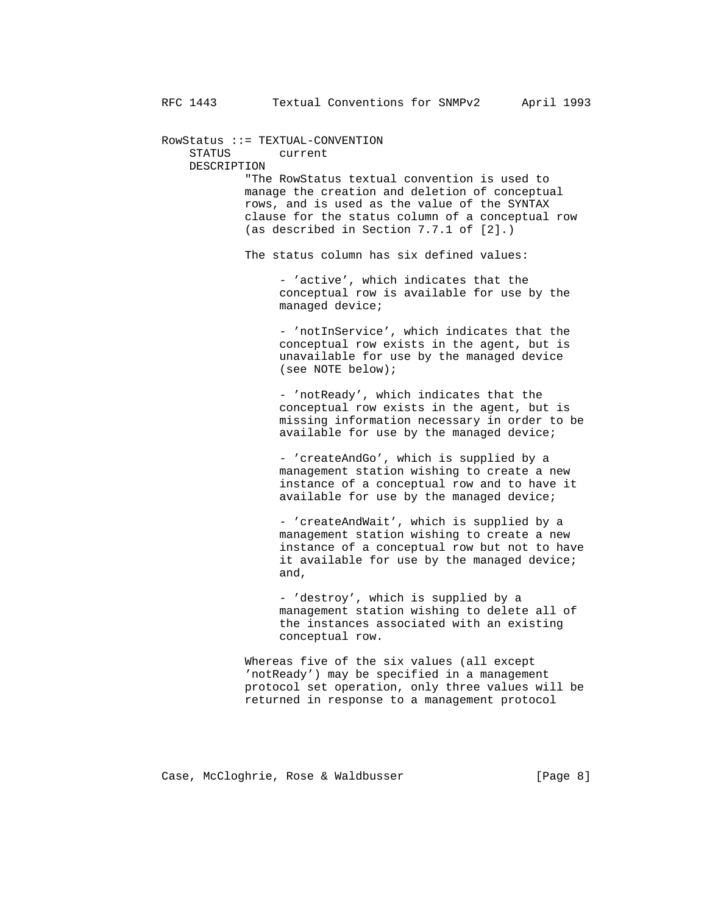```
RowStatus ::= TEXTUAL-CONVENTION
    STATUS       current
    DESCRIPTION
            "The RowStatus textual convention is used to
            manage the creation and deletion of conceptual
            rows, and is used as the value of the SYNTAX
            clause for the status column of a conceptual row
            (as described in Section 7.7.1 of [2].)

            The status column has six defined values:

                 - 'active', which indicates that the
                 conceptual row is available for use by the
                 managed device;

                 - 'notInService', which indicates that the
                 conceptual row exists in the agent, but is
                 unavailable for use by the managed device
                 (see NOTE below);

                 - 'notReady', which indicates that the
                 conceptual row exists in the agent, but is
                 missing information necessary in order to be
                 available for use by the managed device;

                 - 'createAndGo', which is supplied by a
                 management station wishing to create a new
                 instance of a conceptual row and to have it
                 available for use by the managed device;

                 - 'createAndWait', which is supplied by a
                 management station wishing to create a new
                 instance of a conceptual row but not to have
                 it available for use by the managed device;
                 and,

                 - 'destroy', which is supplied by a
                 management station wishing to delete all of
                 the instances associated with an existing
                 conceptual row.

            Whereas five of the six values (all except
            'notReady') may be specified in a management
            protocol set operation, only three values will be
            returned in response to a management protocol
```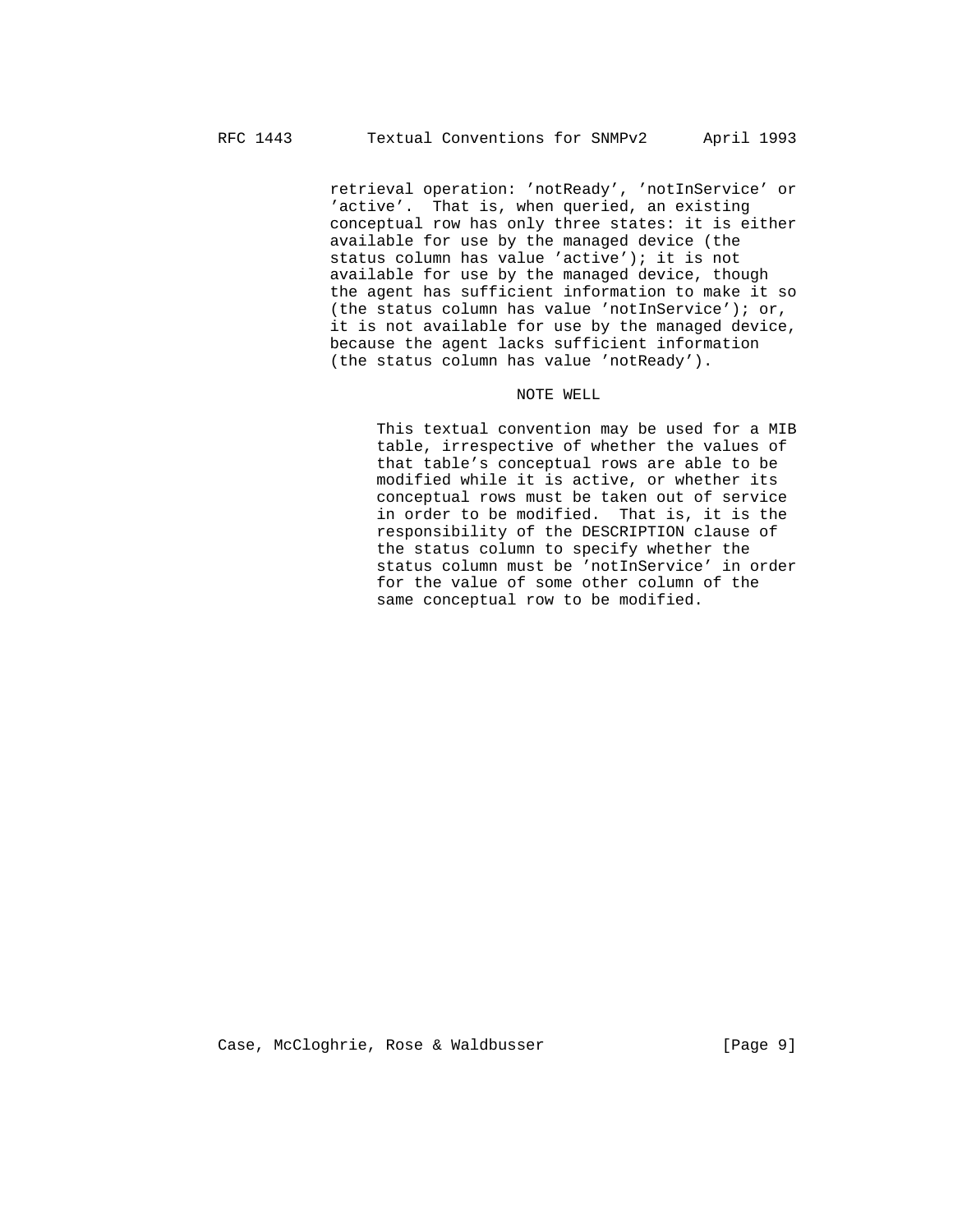retrieval operation: 'notReady', 'notInService' or 'active'. That is, when queried, an existing conceptual row has only three states: it is either available for use by the managed device (the status column has value 'active'); it is not available for use by the managed device, though the agent has sufficient information to make it so (the status column has value 'notInService'); or, it is not available for use by the managed device, because the agent lacks sufficient information (the status column has value 'notReady').

NOTE WELL

This textual convention may be used for a MIB table, irrespective of whether the values of that table's conceptual rows are able to be modified while it is active, or whether its conceptual rows must be taken out of service in order to be modified. That is, it is the responsibility of the DESCRIPTION clause of the status column to specify whether the status column must be 'notInService' in order for the value of some other column of the same conceptual row to be modified.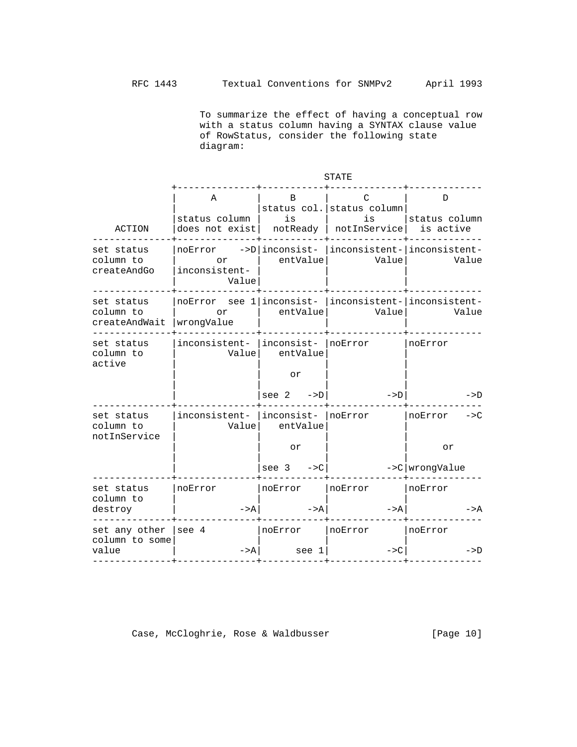To summarize the effect of having a conceptual row with a status column having a SYNTAX clause value of RowStatus, consider the following state diagram:

| ACTION | STATE A: status column does not exist | STATE B: status col. is notReady | STATE C: status column is notInService | STATE D: status column is active |
|---|---|---|---|---|
| set status column to createAndGo | noError ->D or inconsistentValue | inconsistentValue | inconsistentValue | inconsistentValue |
| set status column to createAndWait | noError see 1 or wrongValue | inconsistentValue | inconsistentValue | inconsistentValue |
| set status column to active | inconsistentValue | inconsistentValue or see 2 ->D | noError ->D | noError ->D |
| set status column to notInService | inconsistentValue | inconsistentValue or see 3 ->C | noError ->C | noError ->C or wrongValue |
| set status column to destroy | noError ->A | noError ->A | noError ->A | noError ->A |
| set any other column to some value | see 4 ->A | noError see 1 | noError ->C | noError ->D |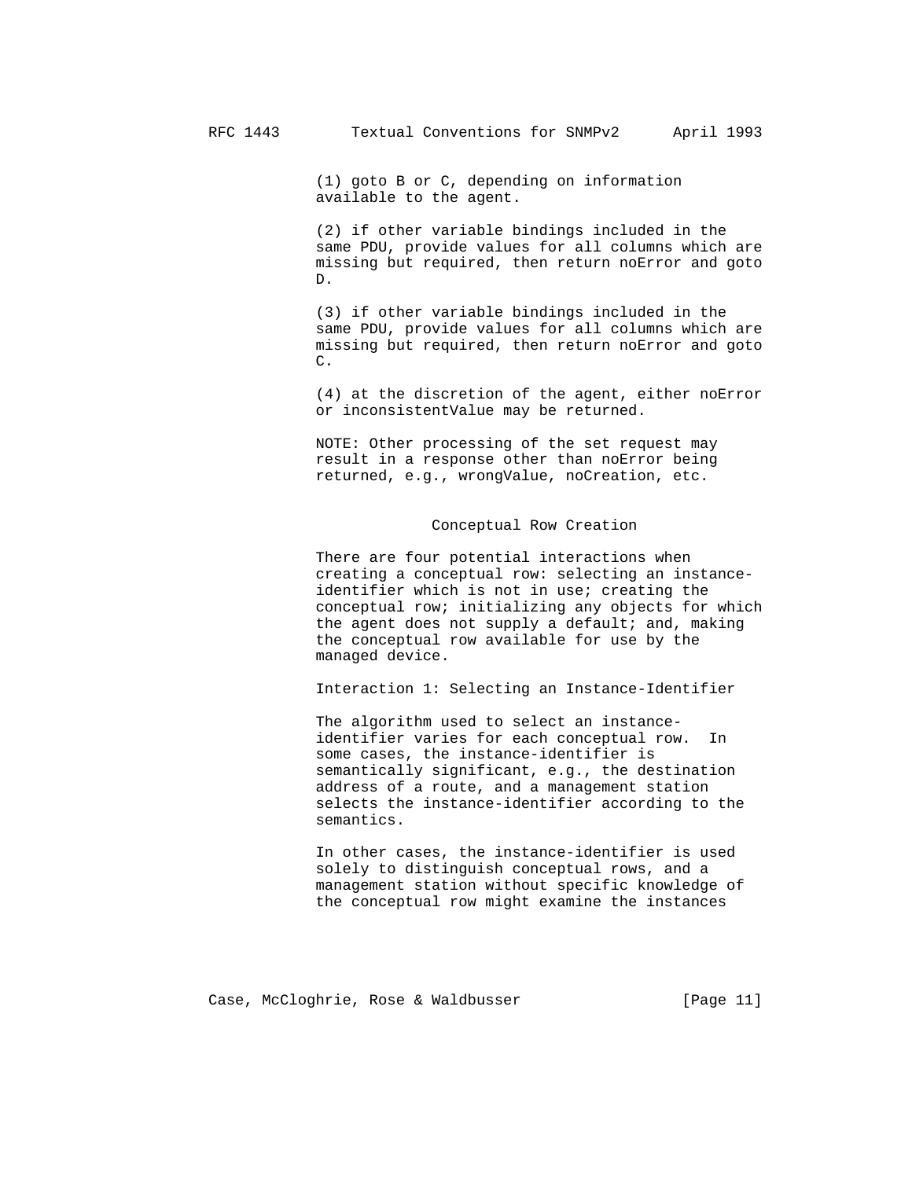(1) goto B or C, depending on information available to the agent.

(2) if other variable bindings included in the same PDU, provide values for all columns which are missing but required, then return noError and goto D.

(3) if other variable bindings included in the same PDU, provide values for all columns which are missing but required, then return noError and goto C.

(4) at the discretion of the agent, either noError or inconsistentValue may be returned.

NOTE: Other processing of the set request may result in a response other than noError being returned, e.g., wrongValue, noCreation, etc.

### Conceptual Row Creation

There are four potential interactions when creating a conceptual row: selecting an instance-identifier which is not in use; creating the conceptual row; initializing any objects for which the agent does not supply a default; and, making the conceptual row available for use by the managed device.

Interaction 1: Selecting an Instance-Identifier

The algorithm used to select an instance-identifier varies for each conceptual row. In some cases, the instance-identifier is semantically significant, e.g., the destination address of a route, and a management station selects the instance-identifier according to the semantics.

In other cases, the instance-identifier is used solely to distinguish conceptual rows, and a management station without specific knowledge of the conceptual row might examine the instances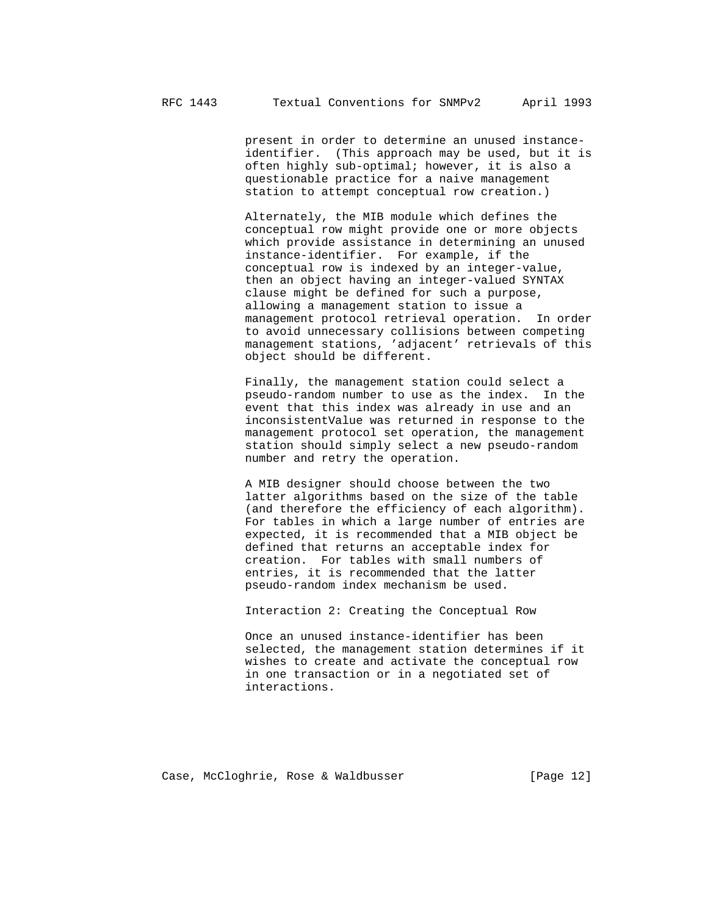present in order to determine an unused instance-identifier. (This approach may be used, but it is often highly sub-optimal; however, it is also a questionable practice for a naive management station to attempt conceptual row creation.)

Alternately, the MIB module which defines the conceptual row might provide one or more objects which provide assistance in determining an unused instance-identifier. For example, if the conceptual row is indexed by an integer-value, then an object having an integer-valued SYNTAX clause might be defined for such a purpose, allowing a management station to issue a management protocol retrieval operation. In order to avoid unnecessary collisions between competing management stations, 'adjacent' retrievals of this object should be different.

Finally, the management station could select a pseudo-random number to use as the index. In the event that this index was already in use and an inconsistentValue was returned in response to the management protocol set operation, the management station should simply select a new pseudo-random number and retry the operation.

A MIB designer should choose between the two latter algorithms based on the size of the table (and therefore the efficiency of each algorithm). For tables in which a large number of entries are expected, it is recommended that a MIB object be defined that returns an acceptable index for creation. For tables with small numbers of entries, it is recommended that the latter pseudo-random index mechanism be used.

Interaction 2: Creating the Conceptual Row

Once an unused instance-identifier has been selected, the management station determines if it wishes to create and activate the conceptual row in one transaction or in a negotiated set of interactions.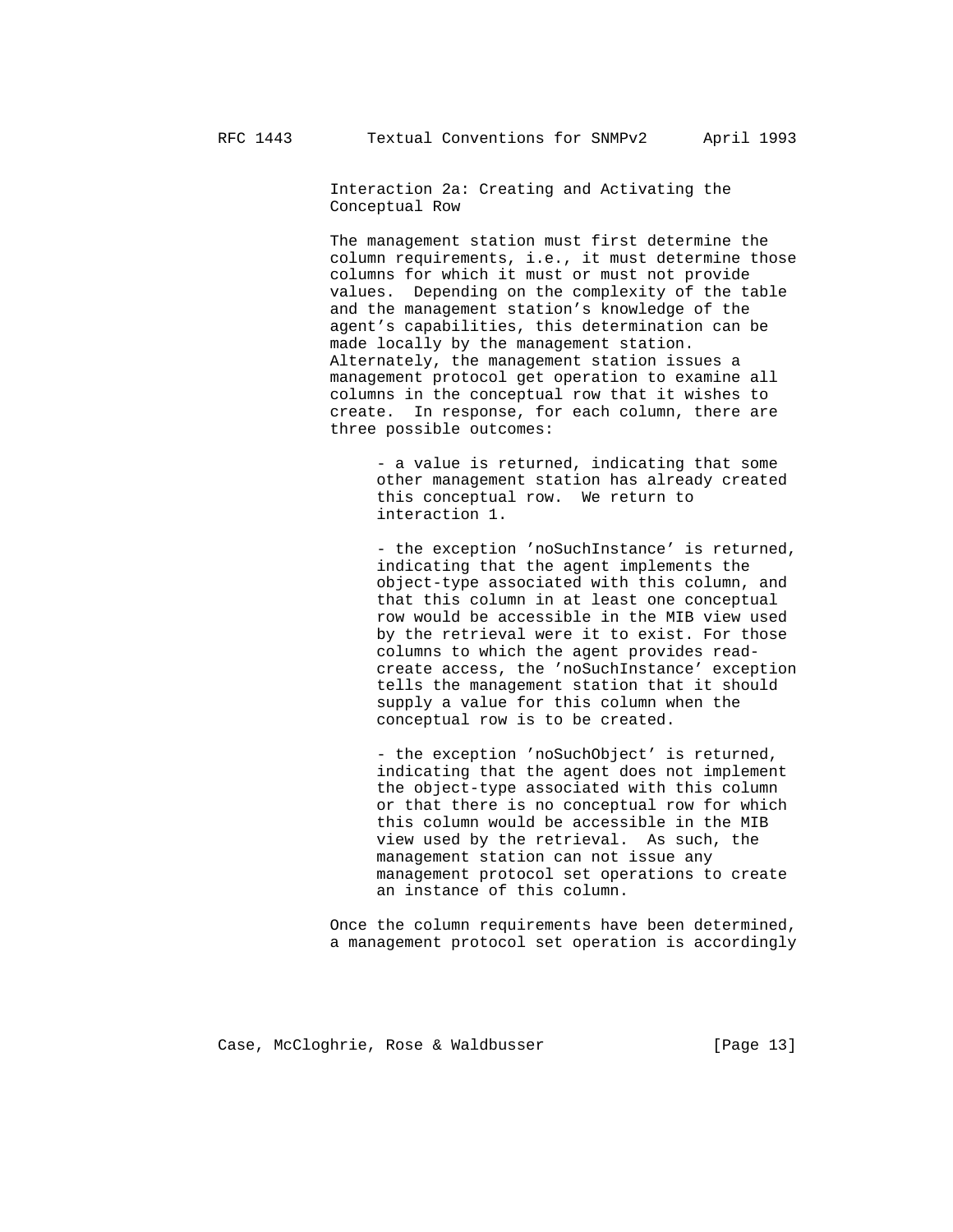Interaction 2a: Creating and Activating the Conceptual Row

The management station must first determine the column requirements, i.e., it must determine those columns for which it must or must not provide values. Depending on the complexity of the table and the management station's knowledge of the agent's capabilities, this determination can be made locally by the management station. Alternately, the management station issues a management protocol get operation to examine all columns in the conceptual row that it wishes to create. In response, for each column, there are three possible outcomes:

- a value is returned, indicating that some other management station has already created this conceptual row. We return to interaction 1.

- the exception 'noSuchInstance' is returned, indicating that the agent implements the object-type associated with this column, and that this column in at least one conceptual row would be accessible in the MIB view used by the retrieval were it to exist. For those columns to which the agent provides read-create access, the 'noSuchInstance' exception tells the management station that it should supply a value for this column when the conceptual row is to be created.

- the exception 'noSuchObject' is returned, indicating that the agent does not implement the object-type associated with this column or that there is no conceptual row for which this column would be accessible in the MIB view used by the retrieval. As such, the management station can not issue any management protocol set operations to create an instance of this column.

Once the column requirements have been determined, a management protocol set operation is accordingly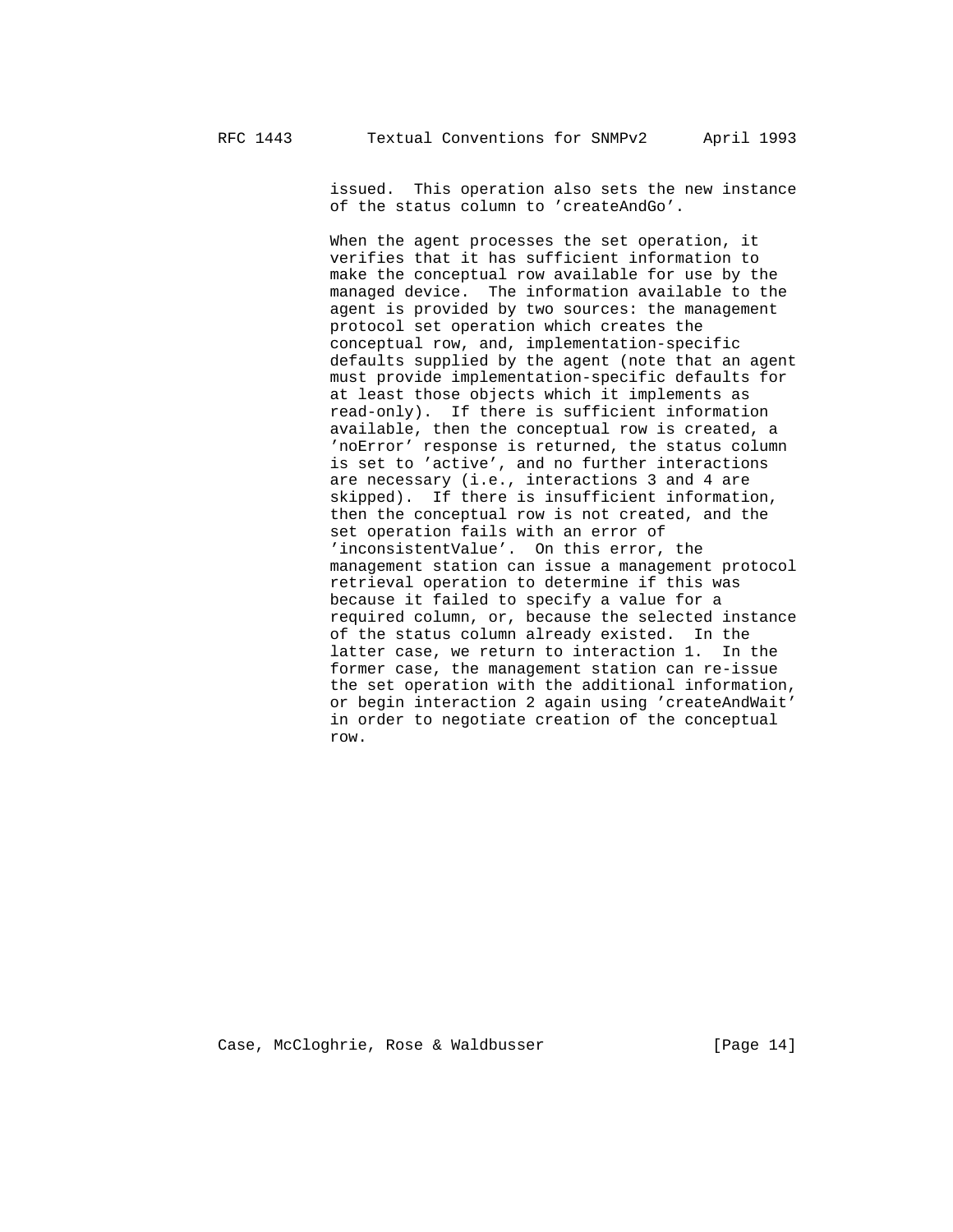issued. This operation also sets the new instance of the status column to 'createAndGo'.

When the agent processes the set operation, it verifies that it has sufficient information to make the conceptual row available for use by the managed device. The information available to the agent is provided by two sources: the management protocol set operation which creates the conceptual row, and, implementation-specific defaults supplied by the agent (note that an agent must provide implementation-specific defaults for at least those objects which it implements as read-only). If there is sufficient information available, then the conceptual row is created, a 'noError' response is returned, the status column is set to 'active', and no further interactions are necessary (i.e., interactions 3 and 4 are skipped). If there is insufficient information, then the conceptual row is not created, and the set operation fails with an error of 'inconsistentValue'. On this error, the management station can issue a management protocol retrieval operation to determine if this was because it failed to specify a value for a required column, or, because the selected instance of the status column already existed. In the latter case, we return to interaction 1. In the former case, the management station can re-issue the set operation with the additional information, or begin interaction 2 again using 'createAndWait' in order to negotiate creation of the conceptual row.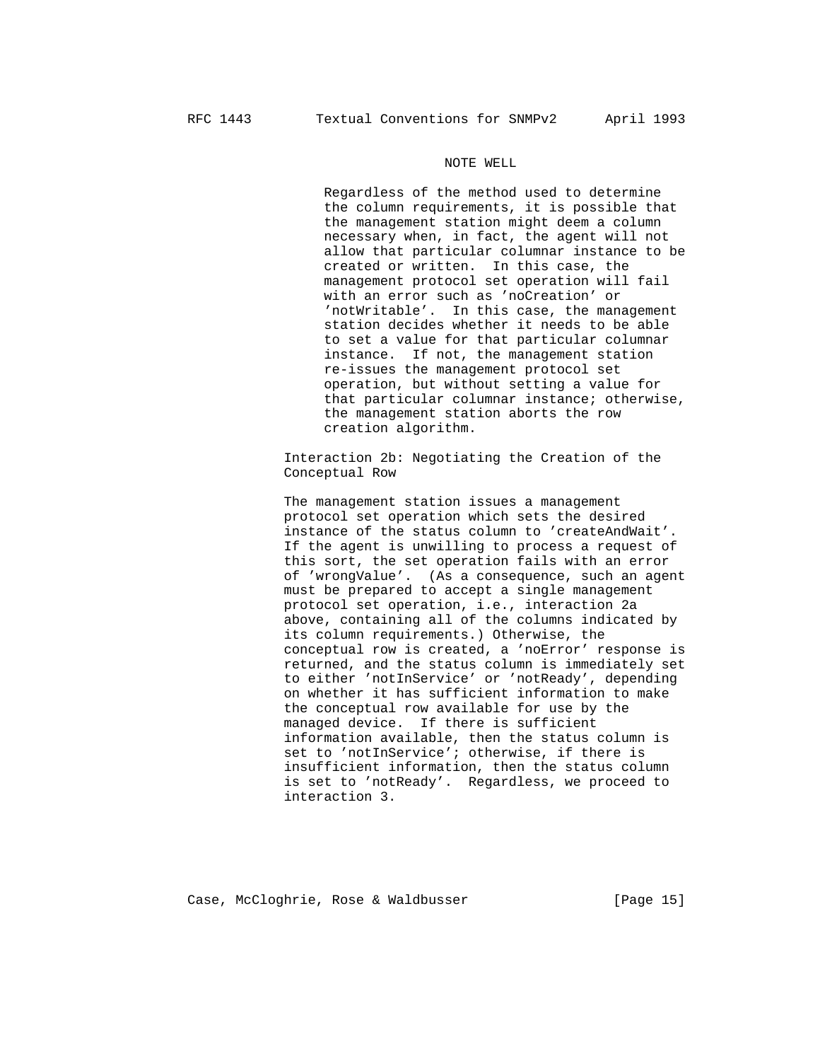NOTE WELL

Regardless of the method used to determine the column requirements, it is possible that the management station might deem a column necessary when, in fact, the agent will not allow that particular columnar instance to be created or written. In this case, the management protocol set operation will fail with an error such as 'noCreation' or 'notWritable'. In this case, the management station decides whether it needs to be able to set a value for that particular columnar instance. If not, the management station re-issues the management protocol set operation, but without setting a value for that particular columnar instance; otherwise, the management station aborts the row creation algorithm.

Interaction 2b: Negotiating the Creation of the Conceptual Row

The management station issues a management protocol set operation which sets the desired instance of the status column to 'createAndWait'. If the agent is unwilling to process a request of this sort, the set operation fails with an error of 'wrongValue'. (As a consequence, such an agent must be prepared to accept a single management protocol set operation, i.e., interaction 2a above, containing all of the columns indicated by its column requirements.) Otherwise, the conceptual row is created, a 'noError' response is returned, and the status column is immediately set to either 'notInService' or 'notReady', depending on whether it has sufficient information to make the conceptual row available for use by the managed device. If there is sufficient information available, then the status column is set to 'notInService'; otherwise, if there is insufficient information, then the status column is set to 'notReady'. Regardless, we proceed to interaction 3.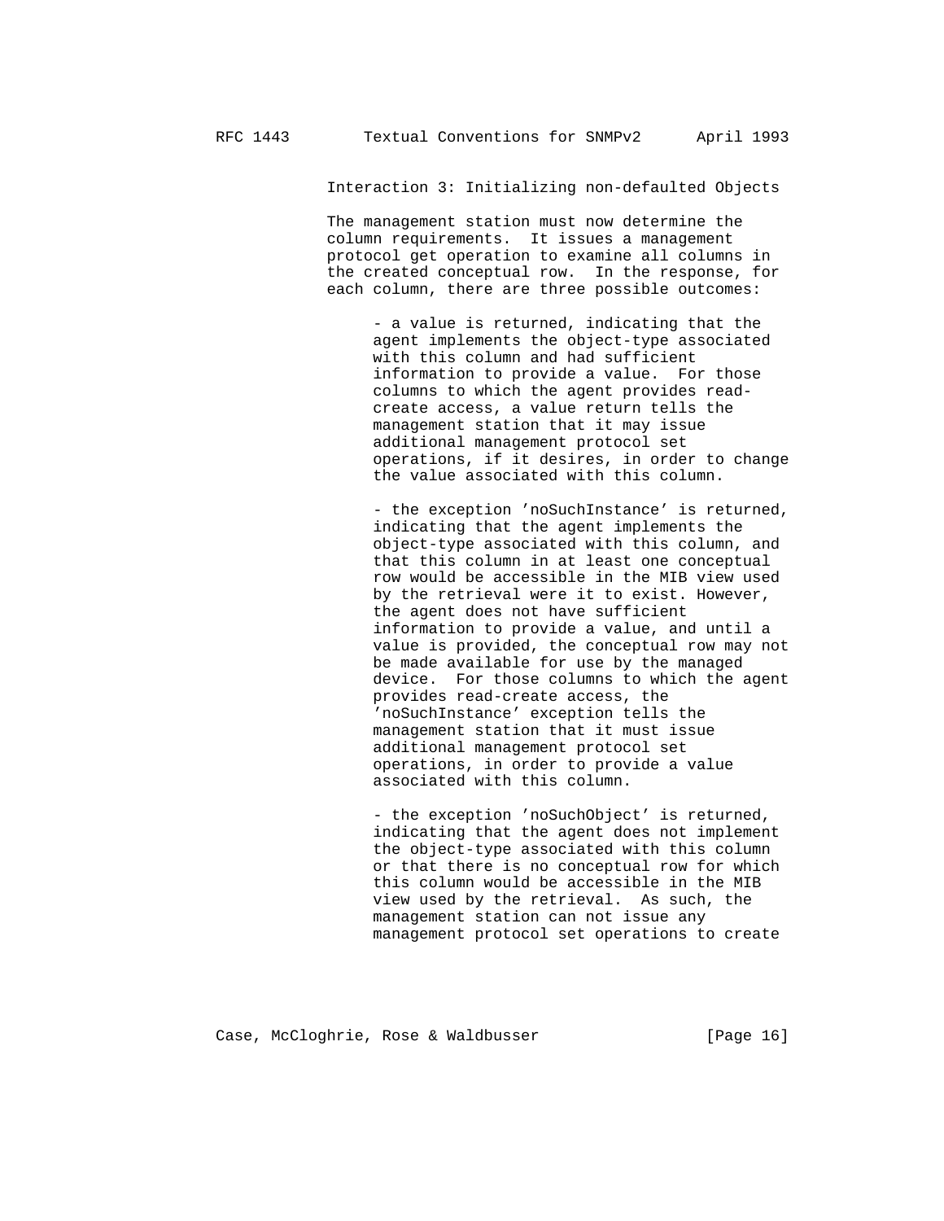Interaction 3: Initializing non-defaulted Objects

The management station must now determine the column requirements. It issues a management protocol get operation to examine all columns in the created conceptual row. In the response, for each column, there are three possible outcomes:

- a value is returned, indicating that the agent implements the object-type associated with this column and had sufficient information to provide a value. For those columns to which the agent provides read-create access, a value return tells the management station that it may issue additional management protocol set operations, if it desires, in order to change the value associated with this column.

- the exception 'noSuchInstance' is returned, indicating that the agent implements the object-type associated with this column, and that this column in at least one conceptual row would be accessible in the MIB view used by the retrieval were it to exist. However, the agent does not have sufficient information to provide a value, and until a value is provided, the conceptual row may not be made available for use by the managed device. For those columns to which the agent provides read-create access, the 'noSuchInstance' exception tells the management station that it must issue additional management protocol set operations, in order to provide a value associated with this column.

- the exception 'noSuchObject' is returned, indicating that the agent does not implement the object-type associated with this column or that there is no conceptual row for which this column would be accessible in the MIB view used by the retrieval. As such, the management station can not issue any management protocol set operations to create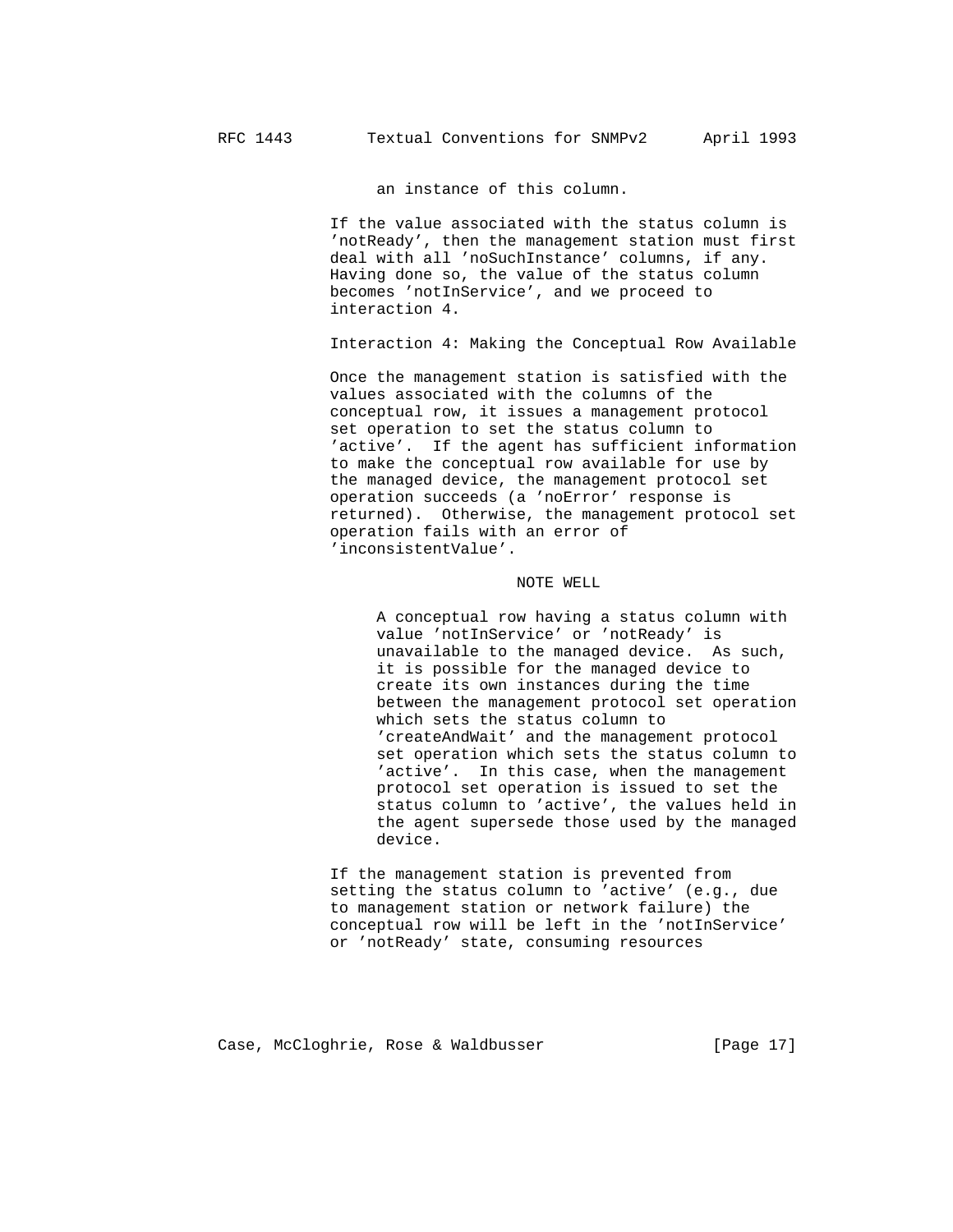an instance of this column.

If the value associated with the status column is 'notReady', then the management station must first deal with all 'noSuchInstance' columns, if any. Having done so, the value of the status column becomes 'notInService', and we proceed to interaction 4.

Interaction 4: Making the Conceptual Row Available

Once the management station is satisfied with the values associated with the columns of the conceptual row, it issues a management protocol set operation to set the status column to 'active'. If the agent has sufficient information to make the conceptual row available for use by the managed device, the management protocol set operation succeeds (a 'noError' response is returned). Otherwise, the management protocol set operation fails with an error of 'inconsistentValue'.

NOTE WELL

A conceptual row having a status column with value 'notInService' or 'notReady' is unavailable to the managed device. As such, it is possible for the managed device to create its own instances during the time between the management protocol set operation which sets the status column to 'createAndWait' and the management protocol set operation which sets the status column to 'active'. In this case, when the management protocol set operation is issued to set the status column to 'active', the values held in the agent supersede those used by the managed device.

If the management station is prevented from setting the status column to 'active' (e.g., due to management station or network failure) the conceptual row will be left in the 'notInService' or 'notReady' state, consuming resources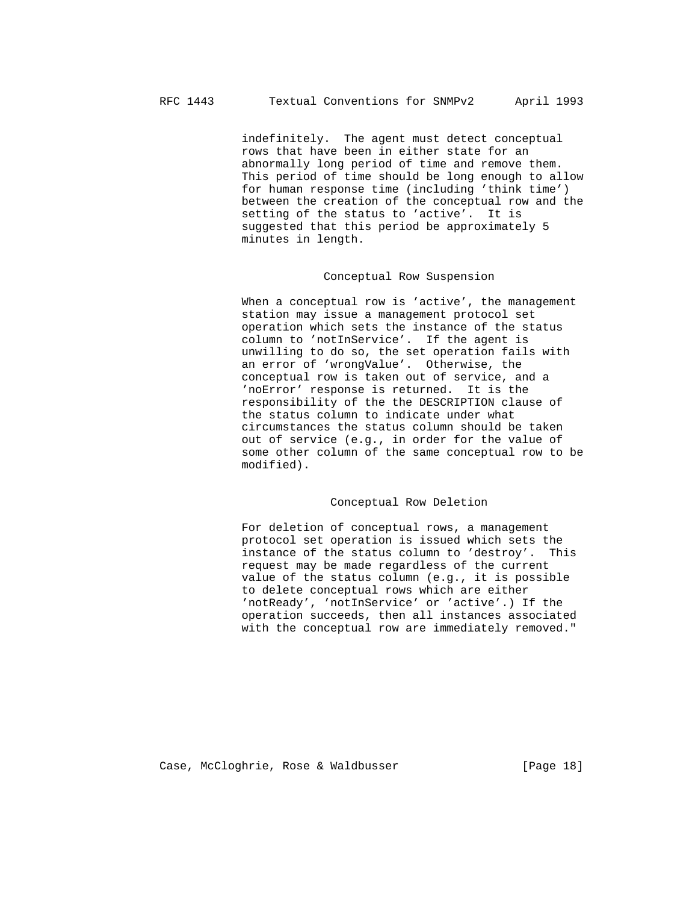indefinitely. The agent must detect conceptual rows that have been in either state for an abnormally long period of time and remove them. This period of time should be long enough to allow for human response time (including 'think time') between the creation of the conceptual row and the setting of the status to 'active'. It is suggested that this period be approximately 5 minutes in length.

### Conceptual Row Suspension

When a conceptual row is 'active', the management station may issue a management protocol set operation which sets the instance of the status column to 'notInService'. If the agent is unwilling to do so, the set operation fails with an error of 'wrongValue'. Otherwise, the conceptual row is taken out of service, and a 'noError' response is returned. It is the responsibility of the the DESCRIPTION clause of the status column to indicate under what circumstances the status column should be taken out of service (e.g., in order for the value of some other column of the same conceptual row to be modified).

### Conceptual Row Deletion

For deletion of conceptual rows, a management protocol set operation is issued which sets the instance of the status column to 'destroy'. This request may be made regardless of the current value of the status column (e.g., it is possible to delete conceptual rows which are either 'notReady', 'notInService' or 'active'.) If the operation succeeds, then all instances associated with the conceptual row are immediately removed."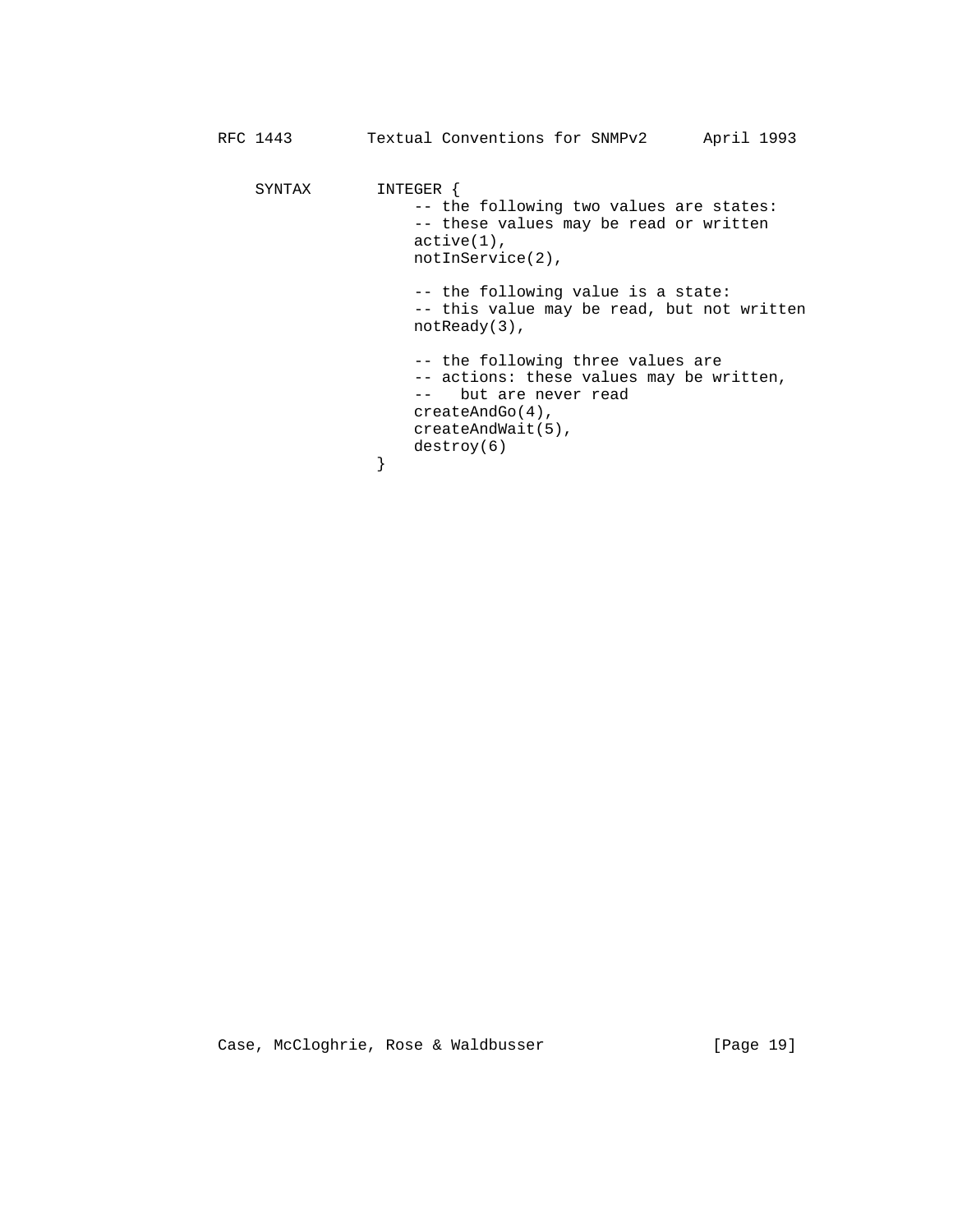```
    SYNTAX       INTEGER {
                     -- the following two values are states:
                     -- these values may be read or written
                     active(1),
                     notInService(2),

                     -- the following value is a state:
                     -- this value may be read, but not written
                     notReady(3),

                     -- the following three values are
                     -- actions: these values may be written,
                     --   but are never read
                     createAndGo(4),
                     createAndWait(5),
                     destroy(6)
                 }
```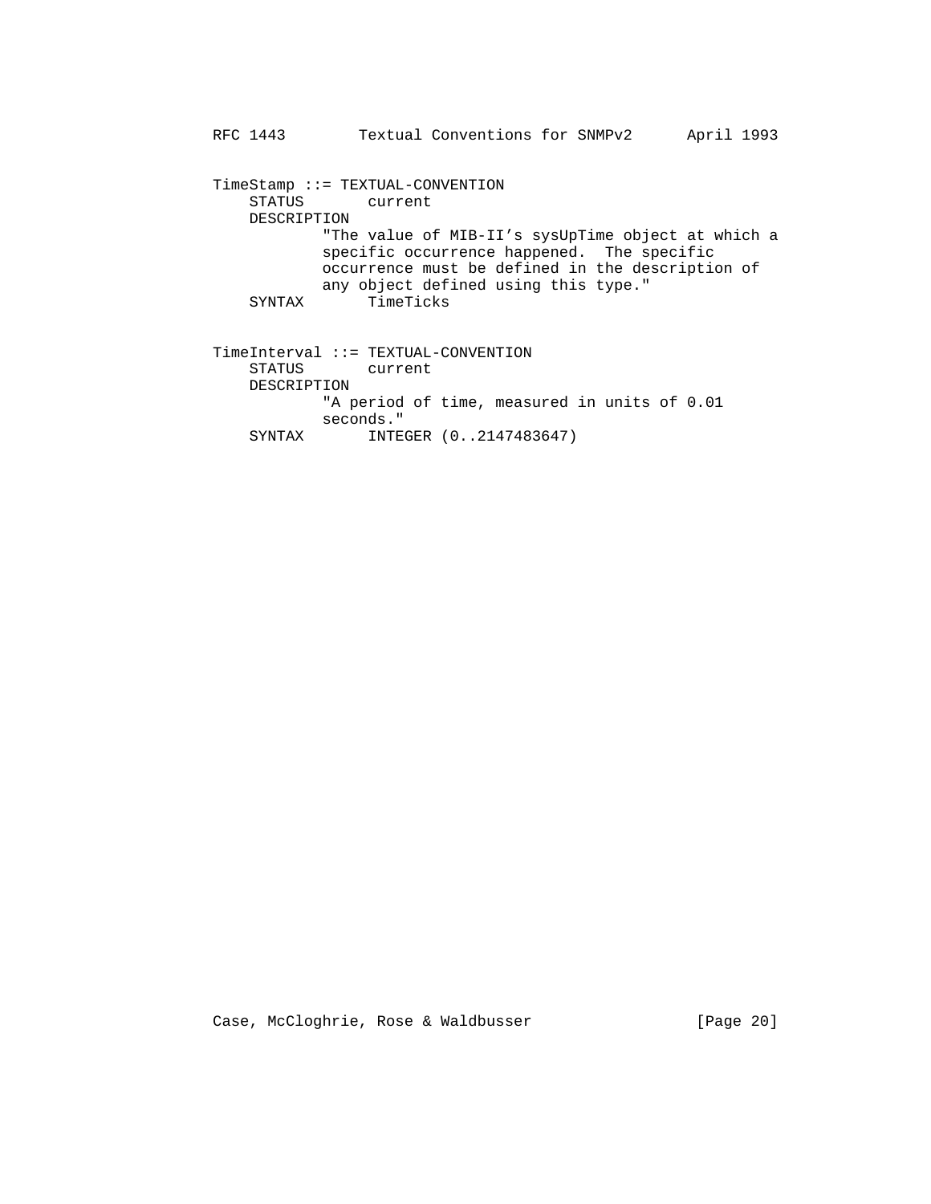```
TimeStamp ::= TEXTUAL-CONVENTION
    STATUS       current
    DESCRIPTION
            "The value of MIB-II's sysUpTime object at which a
            specific occurrence happened.  The specific
            occurrence must be defined in the description of
            any object defined using this type."
    SYNTAX       TimeTicks


TimeInterval ::= TEXTUAL-CONVENTION
    STATUS       current
    DESCRIPTION
            "A period of time, measured in units of 0.01
            seconds."
    SYNTAX       INTEGER (0..2147483647)
```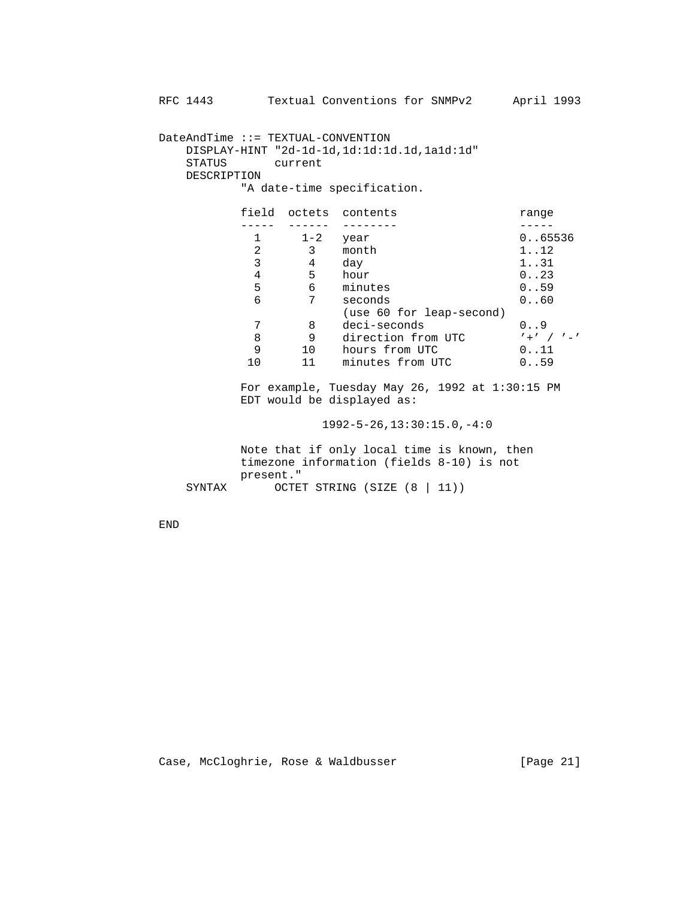```
DateAndTime ::= TEXTUAL-CONVENTION
    DISPLAY-HINT "2d-1d-1d,1d:1d:1d.1d,1a1d:1d"
    STATUS       current
    DESCRIPTION
            "A date-time specification.

            field  octets  contents                  range
            -----  ------  --------                  -----
              1      1-2   year                      0..65536
              2       3    month                     1..12
              3       4    day                       1..31
              4       5    hour                      0..23
              5       6    minutes                   0..59
              6       7    seconds                   0..60
                           (use 60 for leap-second)
              7       8    deci-seconds              0..9
              8       9    direction from UTC        '+' / '-'
              9      10    hours from UTC            0..11
             10      11    minutes from UTC          0..59

            For example, Tuesday May 26, 1992 at 1:30:15 PM
            EDT would be displayed as:

                        1992-5-26,13:30:15.0,-4:0

            Note that if only local time is known, then
            timezone information (fields 8-10) is not
            present."
    SYNTAX       OCTET STRING (SIZE (8 | 11))

END
```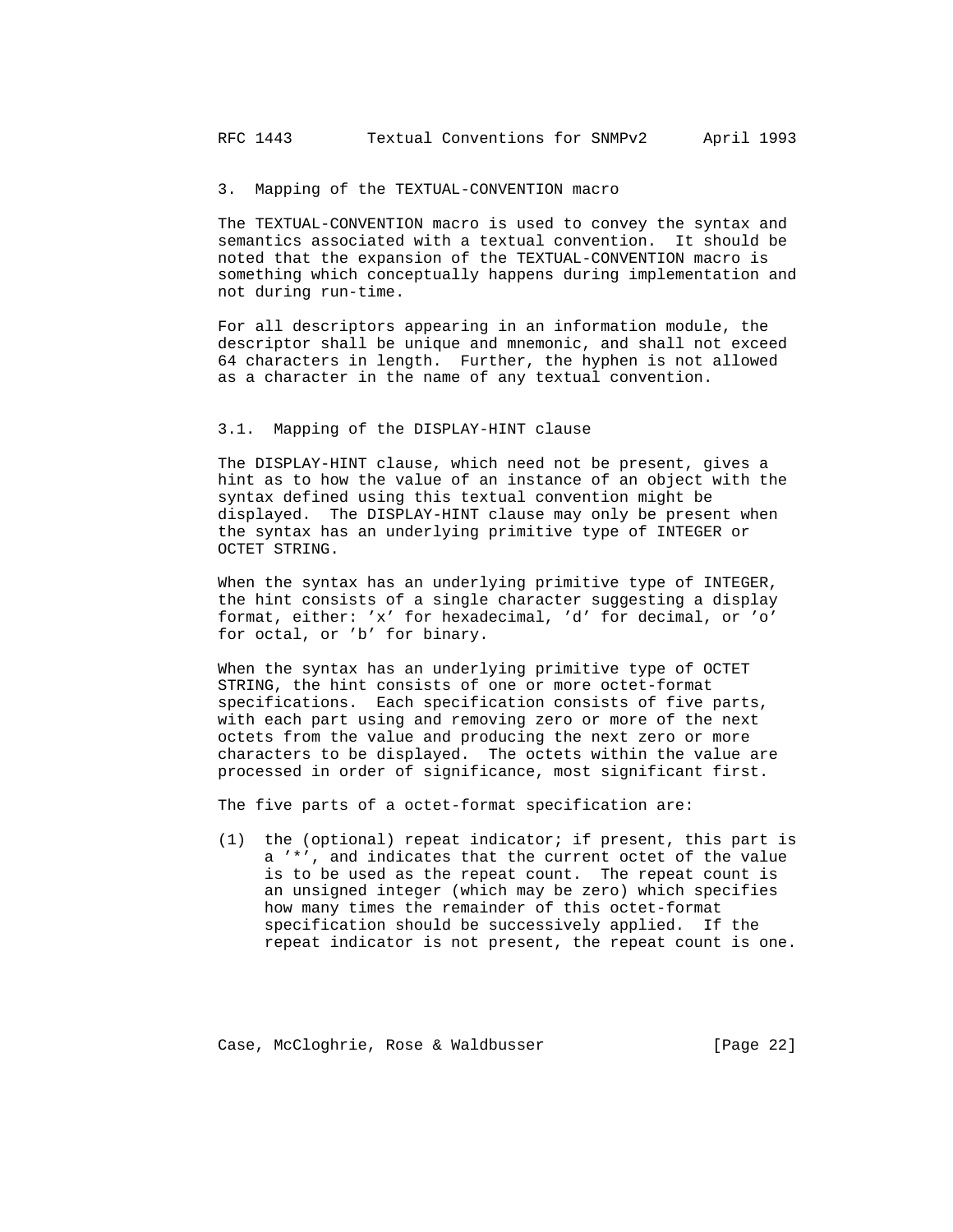## 3. Mapping of the TEXTUAL-CONVENTION macro

The TEXTUAL-CONVENTION macro is used to convey the syntax and semantics associated with a textual convention. It should be noted that the expansion of the TEXTUAL-CONVENTION macro is something which conceptually happens during implementation and not during run-time.

For all descriptors appearing in an information module, the descriptor shall be unique and mnemonic, and shall not exceed 64 characters in length. Further, the hyphen is not allowed as a character in the name of any textual convention.

### 3.1. Mapping of the DISPLAY-HINT clause

The DISPLAY-HINT clause, which need not be present, gives a hint as to how the value of an instance of an object with the syntax defined using this textual convention might be displayed. The DISPLAY-HINT clause may only be present when the syntax has an underlying primitive type of INTEGER or OCTET STRING.

When the syntax has an underlying primitive type of INTEGER, the hint consists of a single character suggesting a display format, either: 'x' for hexadecimal, 'd' for decimal, or 'o' for octal, or 'b' for binary.

When the syntax has an underlying primitive type of OCTET STRING, the hint consists of one or more octet-format specifications. Each specification consists of five parts, with each part using and removing zero or more of the next octets from the value and producing the next zero or more characters to be displayed. The octets within the value are processed in order of significance, most significant first.

The five parts of a octet-format specification are:

(1) the (optional) repeat indicator; if present, this part is a '*', and indicates that the current octet of the value is to be used as the repeat count. The repeat count is an unsigned integer (which may be zero) which specifies how many times the remainder of this octet-format specification should be successively applied. If the repeat indicator is not present, the repeat count is one.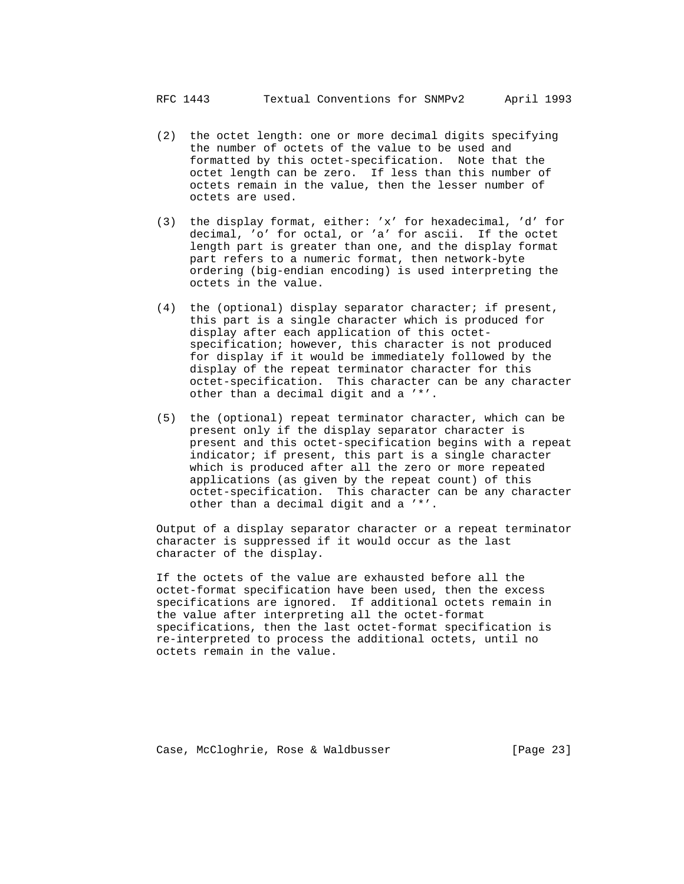(2) the octet length: one or more decimal digits specifying the number of octets of the value to be used and formatted by this octet-specification. Note that the octet length can be zero. If less than this number of octets remain in the value, then the lesser number of octets are used.

(3) the display format, either: 'x' for hexadecimal, 'd' for decimal, 'o' for octal, or 'a' for ascii. If the octet length part is greater than one, and the display format part refers to a numeric format, then network-byte ordering (big-endian encoding) is used interpreting the octets in the value.

(4) the (optional) display separator character; if present, this part is a single character which is produced for display after each application of this octet-specification; however, this character is not produced for display if it would be immediately followed by the display of the repeat terminator character for this octet-specification. This character can be any character other than a decimal digit and a '*'.

(5) the (optional) repeat terminator character, which can be present only if the display separator character is present and this octet-specification begins with a repeat indicator; if present, this part is a single character which is produced after all the zero or more repeated applications (as given by the repeat count) of this octet-specification. This character can be any character other than a decimal digit and a '*'.

Output of a display separator character or a repeat terminator character is suppressed if it would occur as the last character of the display.

If the octets of the value are exhausted before all the octet-format specification have been used, then the excess specifications are ignored. If additional octets remain in the value after interpreting all the octet-format specifications, then the last octet-format specification is re-interpreted to process the additional octets, until no octets remain in the value.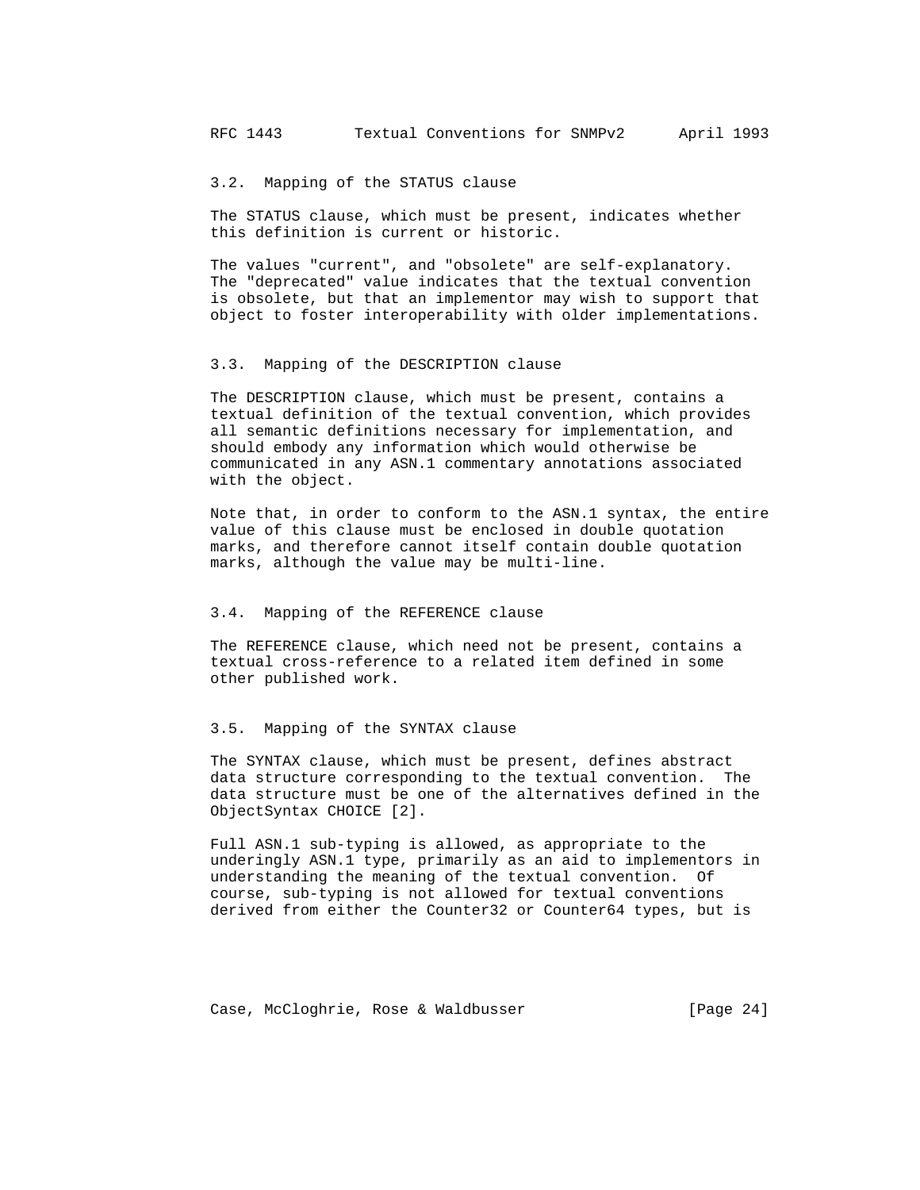### 3.2. Mapping of the STATUS clause

The STATUS clause, which must be present, indicates whether this definition is current or historic.

The values "current", and "obsolete" are self-explanatory. The "deprecated" value indicates that the textual convention is obsolete, but that an implementor may wish to support that object to foster interoperability with older implementations.

### 3.3. Mapping of the DESCRIPTION clause

The DESCRIPTION clause, which must be present, contains a textual definition of the textual convention, which provides all semantic definitions necessary for implementation, and should embody any information which would otherwise be communicated in any ASN.1 commentary annotations associated with the object.

Note that, in order to conform to the ASN.1 syntax, the entire value of this clause must be enclosed in double quotation marks, and therefore cannot itself contain double quotation marks, although the value may be multi-line.

### 3.4. Mapping of the REFERENCE clause

The REFERENCE clause, which need not be present, contains a textual cross-reference to a related item defined in some other published work.

### 3.5. Mapping of the SYNTAX clause

The SYNTAX clause, which must be present, defines abstract data structure corresponding to the textual convention. The data structure must be one of the alternatives defined in the ObjectSyntax CHOICE [2].

Full ASN.1 sub-typing is allowed, as appropriate to the underingly ASN.1 type, primarily as an aid to implementors in understanding the meaning of the textual convention. Of course, sub-typing is not allowed for textual conventions derived from either the Counter32 or Counter64 types, but is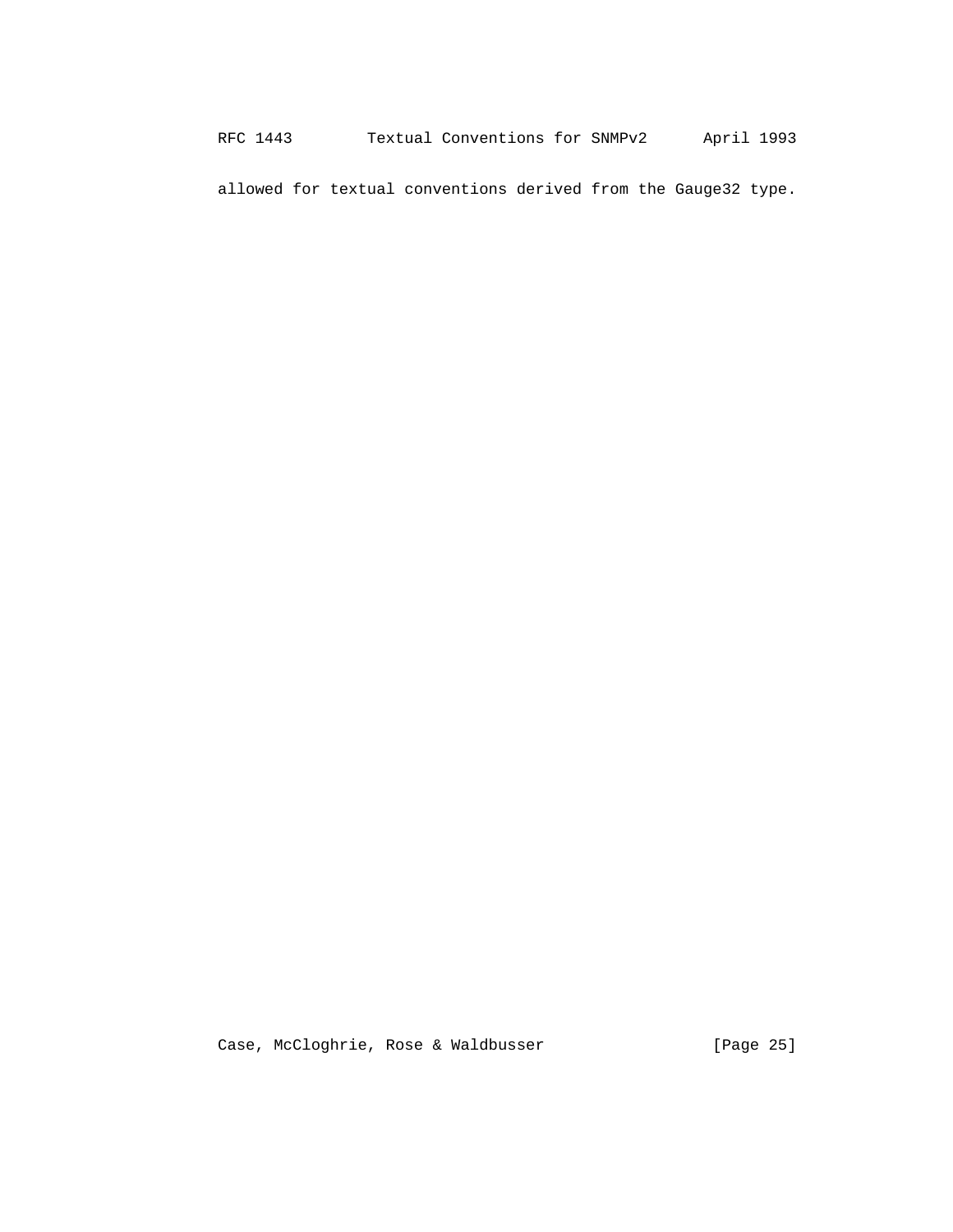allowed for textual conventions derived from the Gauge32 type.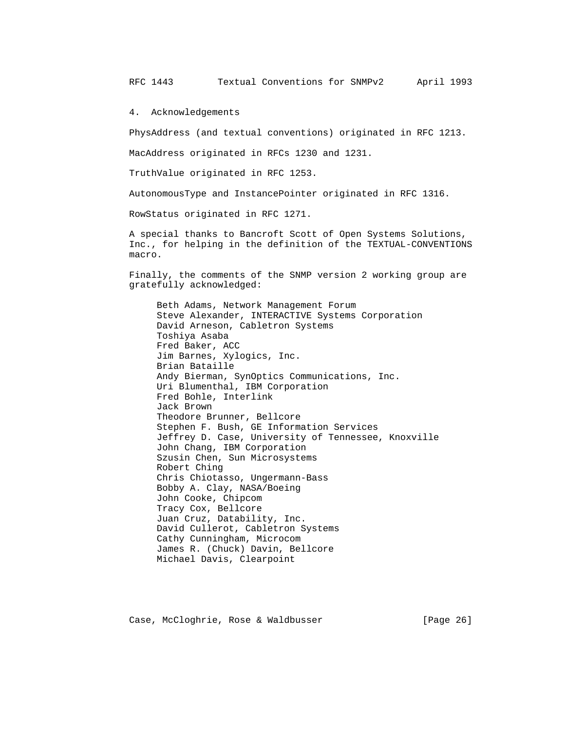## 4. Acknowledgements

PhysAddress (and textual conventions) originated in RFC 1213.

MacAddress originated in RFCs 1230 and 1231.

TruthValue originated in RFC 1253.

AutonomousType and InstancePointer originated in RFC 1316.

RowStatus originated in RFC 1271.

A special thanks to Bancroft Scott of Open Systems Solutions, Inc., for helping in the definition of the TEXTUAL-CONVENTIONS macro.

Finally, the comments of the SNMP version 2 working group are gratefully acknowledged:

Beth Adams, Network Management Forum
Steve Alexander, INTERACTIVE Systems Corporation
David Arneson, Cabletron Systems
Toshiya Asaba
Fred Baker, ACC
Jim Barnes, Xylogics, Inc.
Brian Bataille
Andy Bierman, SynOptics Communications, Inc.
Uri Blumenthal, IBM Corporation
Fred Bohle, Interlink
Jack Brown
Theodore Brunner, Bellcore
Stephen F. Bush, GE Information Services
Jeffrey D. Case, University of Tennessee, Knoxville
John Chang, IBM Corporation
Szusin Chen, Sun Microsystems
Robert Ching
Chris Chiotasso, Ungermann-Bass
Bobby A. Clay, NASA/Boeing
John Cooke, Chipcom
Tracy Cox, Bellcore
Juan Cruz, Datability, Inc.
David Cullerot, Cabletron Systems
Cathy Cunningham, Microcom
James R. (Chuck) Davin, Bellcore
Michael Davis, Clearpoint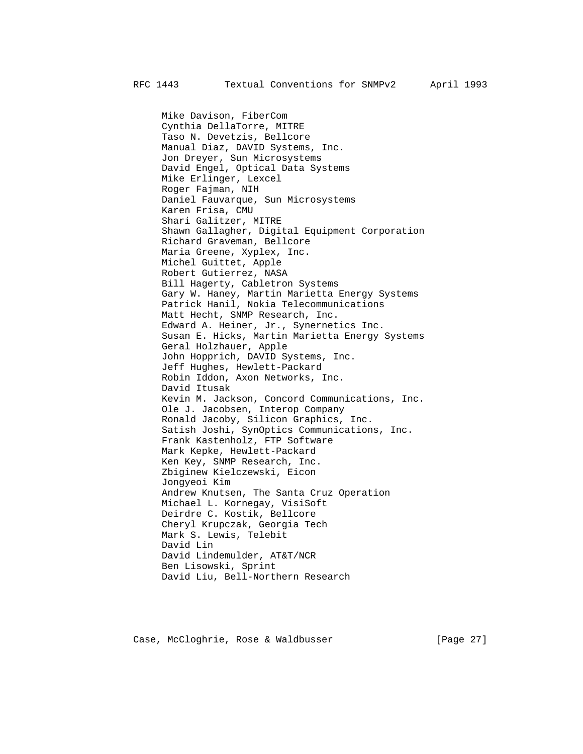Mike Davison, FiberCom
Cynthia DellaTorre, MITRE
Taso N. Devetzis, Bellcore
Manual Diaz, DAVID Systems, Inc.
Jon Dreyer, Sun Microsystems
David Engel, Optical Data Systems
Mike Erlinger, Lexcel
Roger Fajman, NIH
Daniel Fauvarque, Sun Microsystems
Karen Frisa, CMU
Shari Galitzer, MITRE
Shawn Gallagher, Digital Equipment Corporation
Richard Graveman, Bellcore
Maria Greene, Xyplex, Inc.
Michel Guittet, Apple
Robert Gutierrez, NASA
Bill Hagerty, Cabletron Systems
Gary W. Haney, Martin Marietta Energy Systems
Patrick Hanil, Nokia Telecommunications
Matt Hecht, SNMP Research, Inc.
Edward A. Heiner, Jr., Synernetics Inc.
Susan E. Hicks, Martin Marietta Energy Systems
Geral Holzhauer, Apple
John Hopprich, DAVID Systems, Inc.
Jeff Hughes, Hewlett-Packard
Robin Iddon, Axon Networks, Inc.
David Itusak
Kevin M. Jackson, Concord Communications, Inc.
Ole J. Jacobsen, Interop Company
Ronald Jacoby, Silicon Graphics, Inc.
Satish Joshi, SynOptics Communications, Inc.
Frank Kastenholz, FTP Software
Mark Kepke, Hewlett-Packard
Ken Key, SNMP Research, Inc.
Zbiginew Kielczewski, Eicon
Jongyeoi Kim
Andrew Knutsen, The Santa Cruz Operation
Michael L. Kornegay, VisiSoft
Deirdre C. Kostik, Bellcore
Cheryl Krupczak, Georgia Tech
Mark S. Lewis, Telebit
David Lin
David Lindemulder, AT&T/NCR
Ben Lisowski, Sprint
David Liu, Bell-Northern Research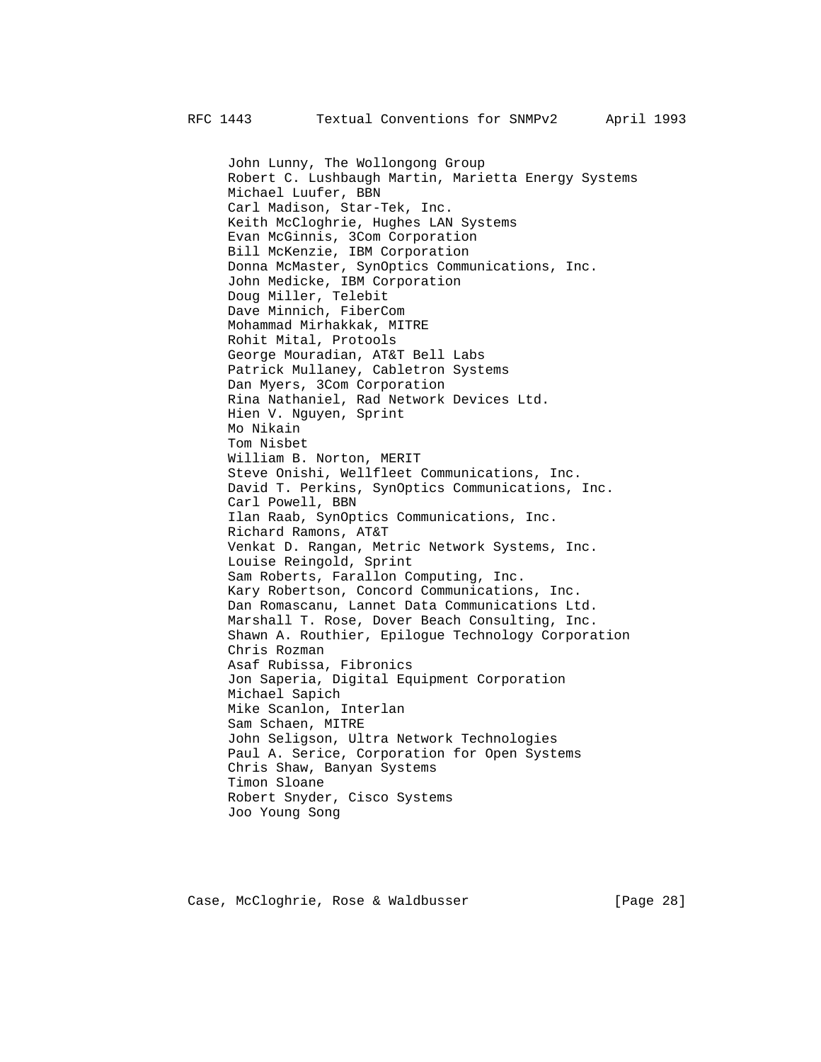John Lunny, The Wollongong Group
Robert C. Lushbaugh Martin, Marietta Energy Systems
Michael Luufer, BBN
Carl Madison, Star-Tek, Inc.
Keith McCloghrie, Hughes LAN Systems
Evan McGinnis, 3Com Corporation
Bill McKenzie, IBM Corporation
Donna McMaster, SynOptics Communications, Inc.
John Medicke, IBM Corporation
Doug Miller, Telebit
Dave Minnich, FiberCom
Mohammad Mirhakkak, MITRE
Rohit Mital, Protools
George Mouradian, AT&T Bell Labs
Patrick Mullaney, Cabletron Systems
Dan Myers, 3Com Corporation
Rina Nathaniel, Rad Network Devices Ltd.
Hien V. Nguyen, Sprint
Mo Nikain
Tom Nisbet
William B. Norton, MERIT
Steve Onishi, Wellfleet Communications, Inc.
David T. Perkins, SynOptics Communications, Inc.
Carl Powell, BBN
Ilan Raab, SynOptics Communications, Inc.
Richard Ramons, AT&T
Venkat D. Rangan, Metric Network Systems, Inc.
Louise Reingold, Sprint
Sam Roberts, Farallon Computing, Inc.
Kary Robertson, Concord Communications, Inc.
Dan Romascanu, Lannet Data Communications Ltd.
Marshall T. Rose, Dover Beach Consulting, Inc.
Shawn A. Routhier, Epilogue Technology Corporation
Chris Rozman
Asaf Rubissa, Fibronics
Jon Saperia, Digital Equipment Corporation
Michael Sapich
Mike Scanlon, Interlan
Sam Schaen, MITRE
John Seligson, Ultra Network Technologies
Paul A. Serice, Corporation for Open Systems
Chris Shaw, Banyan Systems
Timon Sloane
Robert Snyder, Cisco Systems
Joo Young Song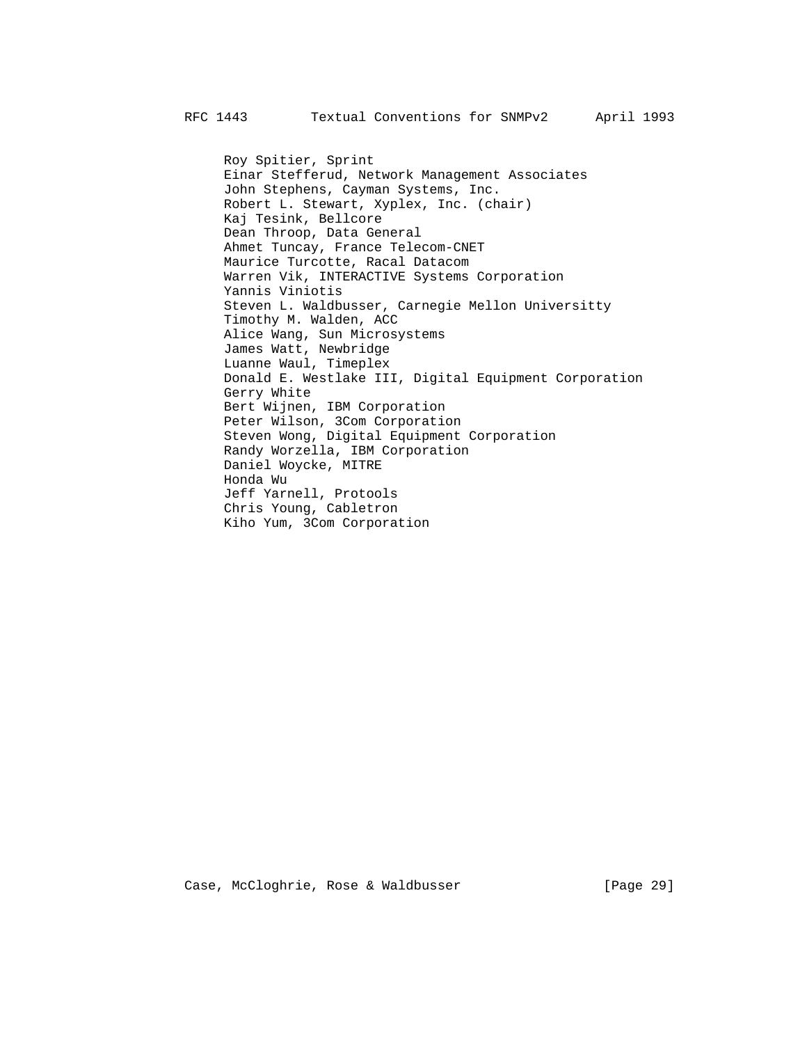Roy Spitier, Sprint
Einar Stefferud, Network Management Associates
John Stephens, Cayman Systems, Inc.
Robert L. Stewart, Xyplex, Inc. (chair)
Kaj Tesink, Bellcore
Dean Throop, Data General
Ahmet Tuncay, France Telecom-CNET
Maurice Turcotte, Racal Datacom
Warren Vik, INTERACTIVE Systems Corporation
Yannis Viniotis
Steven L. Waldbusser, Carnegie Mellon Universitty
Timothy M. Walden, ACC
Alice Wang, Sun Microsystems
James Watt, Newbridge
Luanne Waul, Timeplex
Donald E. Westlake III, Digital Equipment Corporation
Gerry White
Bert Wijnen, IBM Corporation
Peter Wilson, 3Com Corporation
Steven Wong, Digital Equipment Corporation
Randy Worzella, IBM Corporation
Daniel Woycke, MITRE
Honda Wu
Jeff Yarnell, Protools
Chris Young, Cabletron
Kiho Yum, 3Com Corporation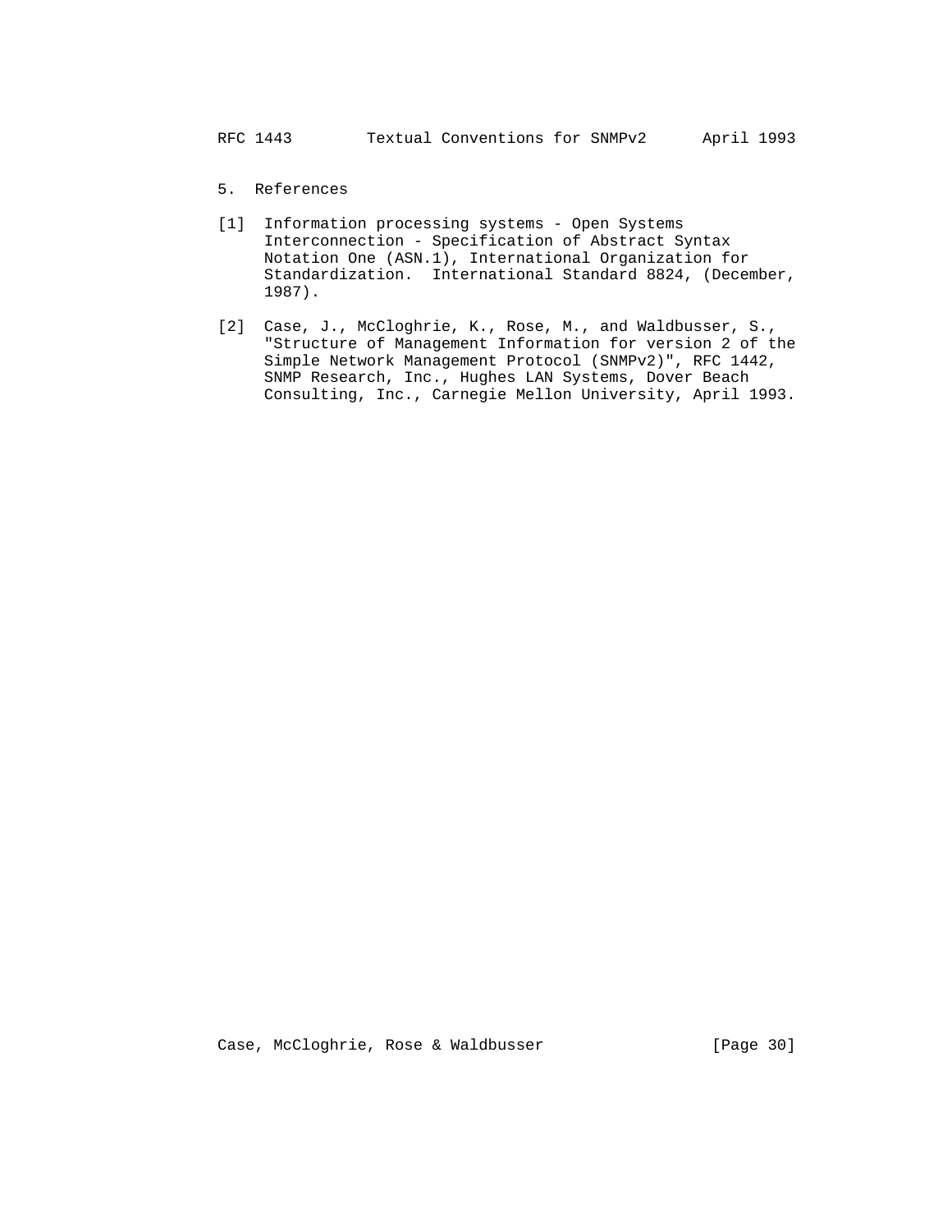## 5. References

[1] Information processing systems - Open Systems Interconnection - Specification of Abstract Syntax Notation One (ASN.1), International Organization for Standardization. International Standard 8824, (December, 1987).

[2] Case, J., McCloghrie, K., Rose, M., and Waldbusser, S., "Structure of Management Information for version 2 of the Simple Network Management Protocol (SNMPv2)", RFC 1442, SNMP Research, Inc., Hughes LAN Systems, Dover Beach Consulting, Inc., Carnegie Mellon University, April 1993.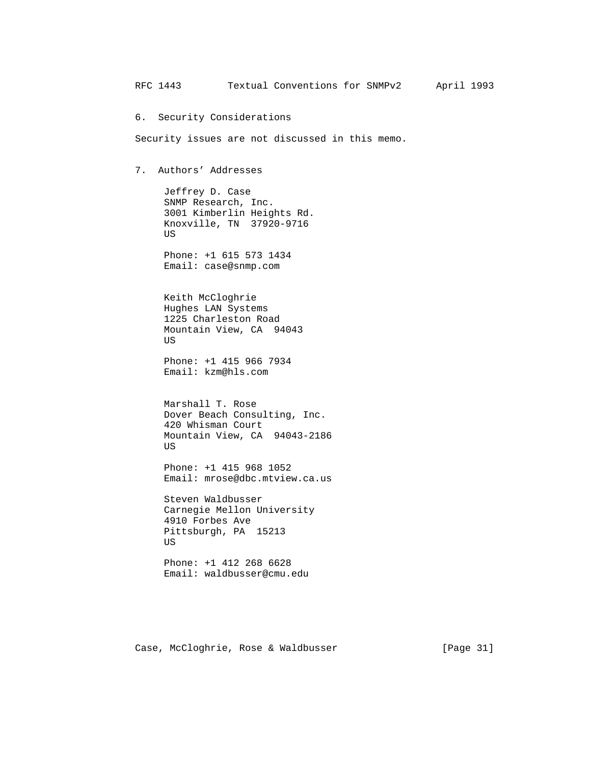## 6. Security Considerations

Security issues are not discussed in this memo.

## 7. Authors' Addresses

Jeffrey D. Case
SNMP Research, Inc.
3001 Kimberlin Heights Rd.
Knoxville, TN  37920-9716
US

Phone: +1 615 573 1434
Email: case@snmp.com

Keith McCloghrie
Hughes LAN Systems
1225 Charleston Road
Mountain View, CA  94043
US

Phone: +1 415 966 7934
Email: kzm@hls.com

Marshall T. Rose
Dover Beach Consulting, Inc.
420 Whisman Court
Mountain View, CA  94043-2186
US

Phone: +1 415 968 1052
Email: mrose@dbc.mtview.ca.us

Steven Waldbusser
Carnegie Mellon University
4910 Forbes Ave
Pittsburgh, PA  15213
US

Phone: +1 412 268 6628
Email: waldbusser@cmu.edu